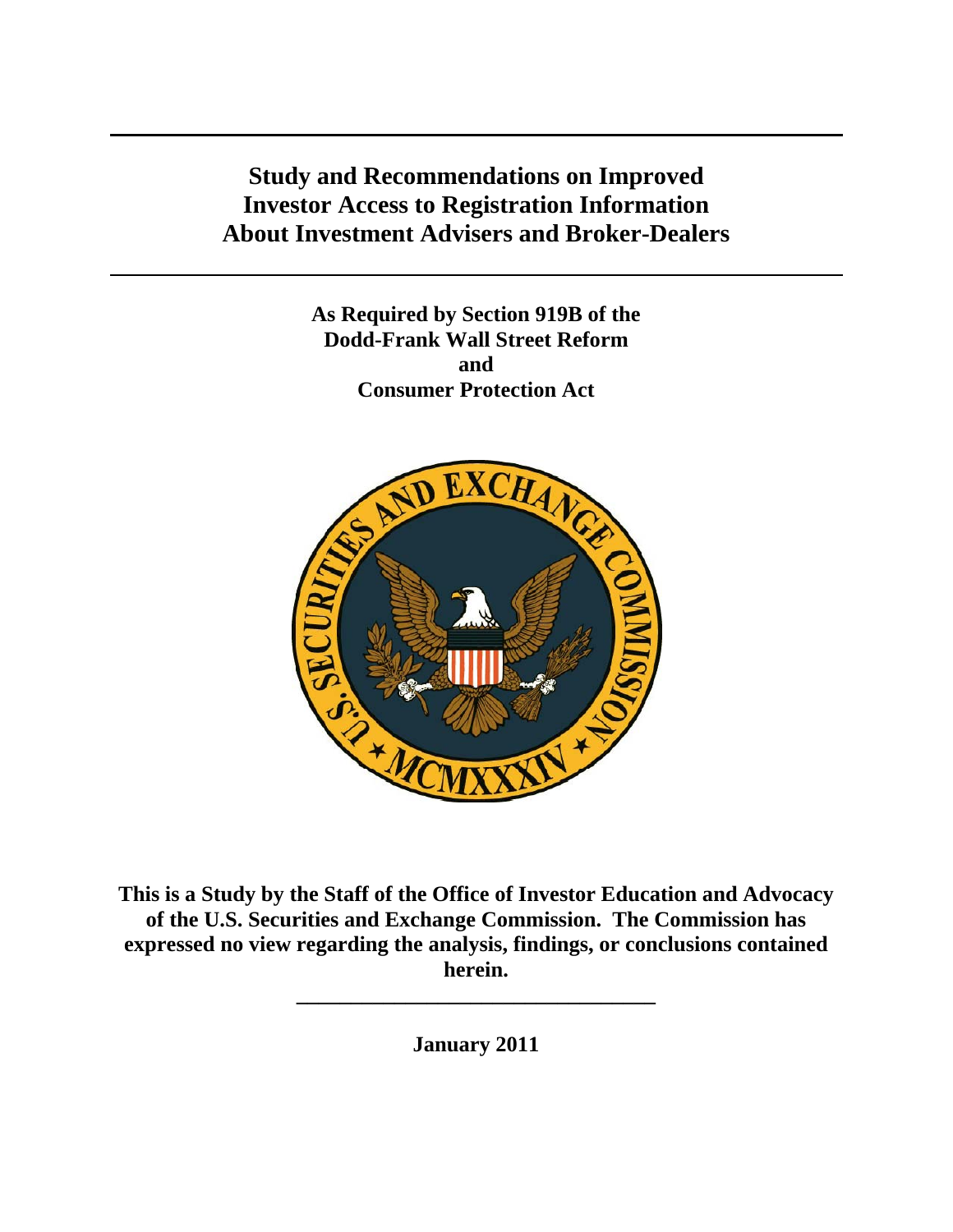# Study and Recommendations on Improved Investor Access to Registration Information About Investment Advisers and Broker-Dealers

**As Required by Section 919B of the Dodd-Frank Wall Street Reform and Consumer Protection Act**

**This is a Study by the Staff of the Office of Investor Education and Advocacy of the U.S. Securities and Exchange Commission. The Commission has expressed no view regarding the analysis, findings, or conclusions contained herein.**

**January 2011**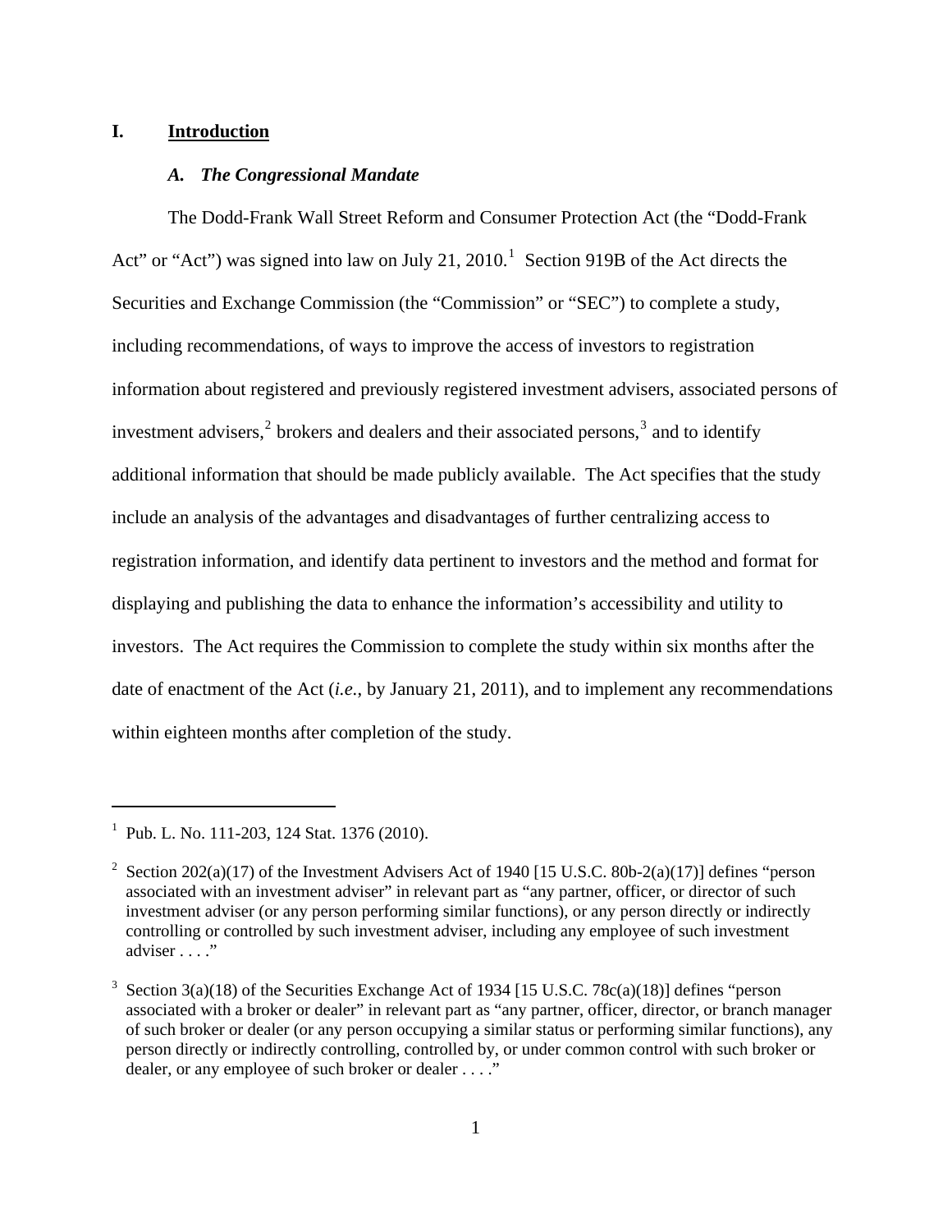# I. Introduction

### *A. The Congressional Mandate*

The Dodd-Frank Wall Street Reform and Consumer Protection Act (the "Dodd-Frank Act" or "Act") was signed into law on July 21, 2010.[1] Section 919B of the Act directs the Securities and Exchange Commission (the "Commission" or "SEC") to complete a study, including recommendations, of ways to improve the access of investors to registration information about registered and previously registered investment advisers, associated persons of investment advisers,[2] brokers and dealers and their associated persons,[3] and to identify additional information that should be made publicly available. The Act specifies that the study include an analysis of the advantages and disadvantages of further centralizing access to registration information, and identify data pertinent to investors and the method and format for displaying and publishing the data to enhance the information's accessibility and utility to investors. The Act requires the Commission to complete the study within six months after the date of enactment of the Act (*i.e.*, by January 21, 2011), and to implement any recommendations within eighteen months after completion of the study.

---

[1] Pub. L. No. 111-203, 124 Stat. 1376 (2010).

[2] Section 202(a)(17) of the Investment Advisers Act of 1940 [15 U.S.C. 80b-2(a)(17)] defines "person associated with an investment adviser" in relevant part as "any partner, officer, or director of such investment adviser (or any person performing similar functions), or any person directly or indirectly controlling or controlled by such investment adviser, including any employee of such investment adviser . . . ."

[3] Section 3(a)(18) of the Securities Exchange Act of 1934 [15 U.S.C. 78c(a)(18)] defines "person associated with a broker or dealer" in relevant part as "any partner, officer, director, or branch manager of such broker or dealer (or any person occupying a similar status or performing similar functions), any person directly or indirectly controlling, controlled by, or under common control with such broker or dealer, or any employee of such broker or dealer . . . ."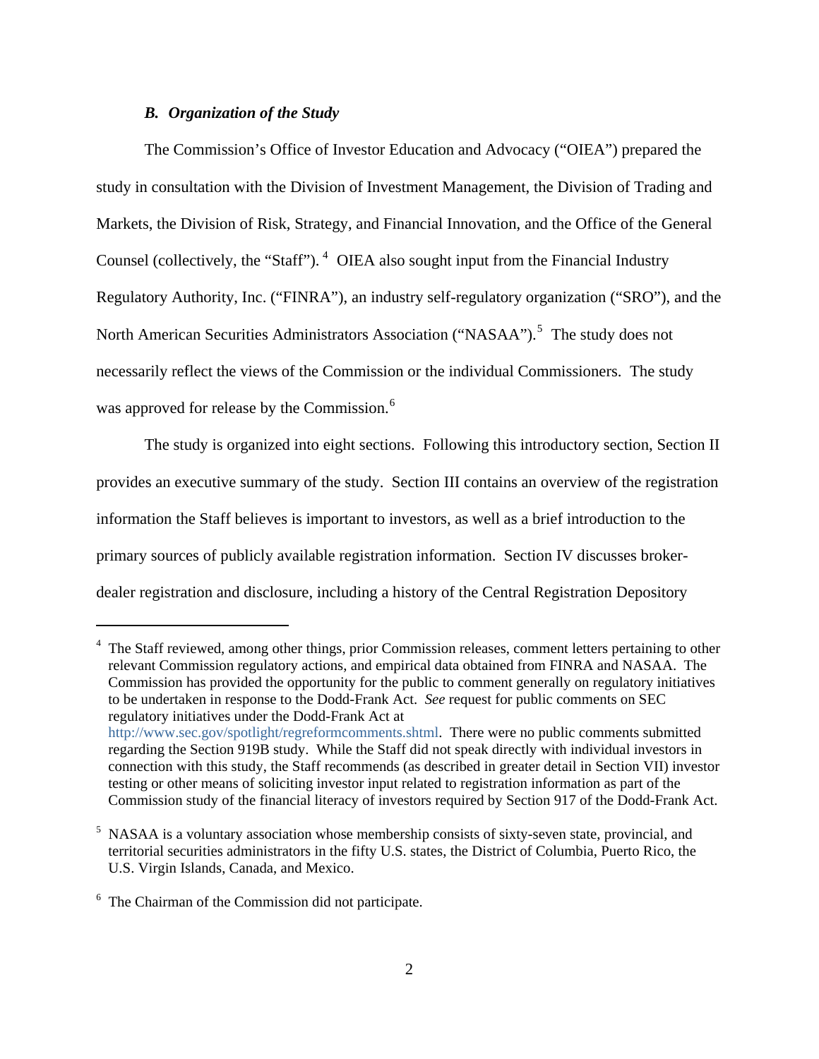### *B. Organization of the Study*

The Commission's Office of Investor Education and Advocacy ("OIEA") prepared the study in consultation with the Division of Investment Management, the Division of Trading and Markets, the Division of Risk, Strategy, and Financial Innovation, and the Office of the General Counsel (collectively, the "Staff").[4] OIEA also sought input from the Financial Industry Regulatory Authority, Inc. ("FINRA"), an industry self-regulatory organization ("SRO"), and the North American Securities Administrators Association ("NASAA").[5] The study does not necessarily reflect the views of the Commission or the individual Commissioners. The study was approved for release by the Commission.[6]

The study is organized into eight sections. Following this introductory section, Section II provides an executive summary of the study. Section III contains an overview of the registration information the Staff believes is important to investors, as well as a brief introduction to the primary sources of publicly available registration information. Section IV discusses broker-dealer registration and disclosure, including a history of the Central Registration Depository

---

[4] The Staff reviewed, among other things, prior Commission releases, comment letters pertaining to other relevant Commission regulatory actions, and empirical data obtained from FINRA and NASAA. The Commission has provided the opportunity for the public to comment generally on regulatory initiatives to be undertaken in response to the Dodd-Frank Act. *See* request for public comments on SEC regulatory initiatives under the Dodd-Frank Act at http://www.sec.gov/spotlight/regreformcomments.shtml. There were no public comments submitted regarding the Section 919B study. While the Staff did not speak directly with individual investors in connection with this study, the Staff recommends (as described in greater detail in Section VII) investor testing or other means of soliciting investor input related to registration information as part of the Commission study of the financial literacy of investors required by Section 917 of the Dodd-Frank Act.

[5] NASAA is a voluntary association whose membership consists of sixty-seven state, provincial, and territorial securities administrators in the fifty U.S. states, the District of Columbia, Puerto Rico, the U.S. Virgin Islands, Canada, and Mexico.

[6] The Chairman of the Commission did not participate.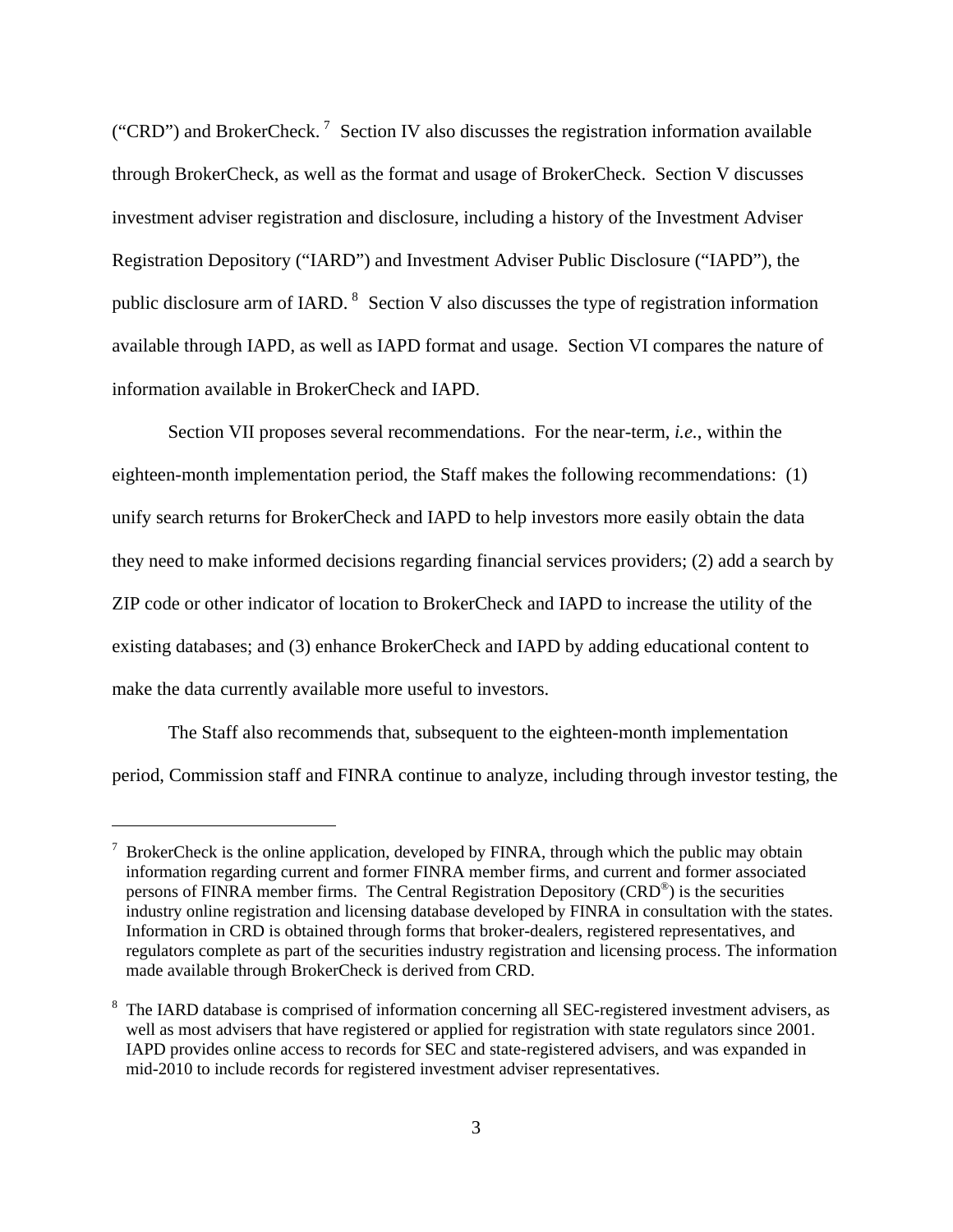(“CRD”) and BrokerCheck.[7] Section IV also discusses the registration information available through BrokerCheck, as well as the format and usage of BrokerCheck. Section V discusses investment adviser registration and disclosure, including a history of the Investment Adviser Registration Depository (“IARD”) and Investment Adviser Public Disclosure (“IAPD”), the public disclosure arm of IARD.[8] Section V also discusses the type of registration information available through IAPD, as well as IAPD format and usage. Section VI compares the nature of information available in BrokerCheck and IAPD.

Section VII proposes several recommendations. For the near-term, *i.e.*, within the eighteen-month implementation period, the Staff makes the following recommendations: (1) unify search returns for BrokerCheck and IAPD to help investors more easily obtain the data they need to make informed decisions regarding financial services providers; (2) add a search by ZIP code or other indicator of location to BrokerCheck and IAPD to increase the utility of the existing databases; and (3) enhance BrokerCheck and IAPD by adding educational content to make the data currently available more useful to investors.

The Staff also recommends that, subsequent to the eighteen-month implementation period, Commission staff and FINRA continue to analyze, including through investor testing, the

---

[7] BrokerCheck is the online application, developed by FINRA, through which the public may obtain information regarding current and former FINRA member firms, and current and former associated persons of FINRA member firms. The Central Registration Depository (CRD®) is the securities industry online registration and licensing database developed by FINRA in consultation with the states. Information in CRD is obtained through forms that broker-dealers, registered representatives, and regulators complete as part of the securities industry registration and licensing process. The information made available through BrokerCheck is derived from CRD.

[8] The IARD database is comprised of information concerning all SEC-registered investment advisers, as well as most advisers that have registered or applied for registration with state regulators since 2001. IAPD provides online access to records for SEC and state-registered advisers, and was expanded in mid-2010 to include records for registered investment adviser representatives.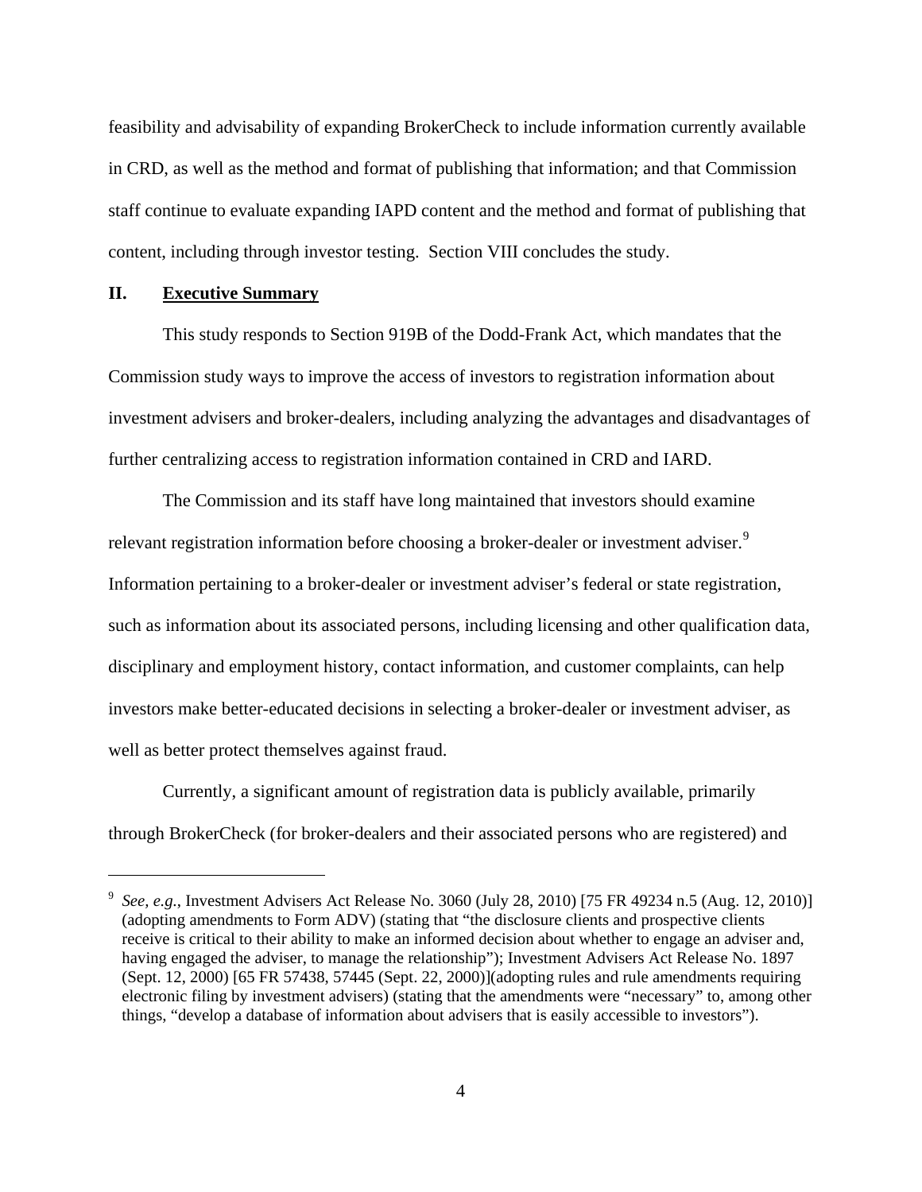feasibility and advisability of expanding BrokerCheck to include information currently available in CRD, as well as the method and format of publishing that information; and that Commission staff continue to evaluate expanding IAPD content and the method and format of publishing that content, including through investor testing. Section VIII concludes the study.

## II. Executive Summary

This study responds to Section 919B of the Dodd-Frank Act, which mandates that the Commission study ways to improve the access of investors to registration information about investment advisers and broker-dealers, including analyzing the advantages and disadvantages of further centralizing access to registration information contained in CRD and IARD.

The Commission and its staff have long maintained that investors should examine relevant registration information before choosing a broker-dealer or investment adviser.[9] Information pertaining to a broker-dealer or investment adviser's federal or state registration, such as information about its associated persons, including licensing and other qualification data, disciplinary and employment history, contact information, and customer complaints, can help investors make better-educated decisions in selecting a broker-dealer or investment adviser, as well as better protect themselves against fraud.

Currently, a significant amount of registration data is publicly available, primarily through BrokerCheck (for broker-dealers and their associated persons who are registered) and

---

[9] *See, e.g.*, Investment Advisers Act Release No. 3060 (July 28, 2010) [75 FR 49234 n.5 (Aug. 12, 2010)] (adopting amendments to Form ADV) (stating that "the disclosure clients and prospective clients receive is critical to their ability to make an informed decision about whether to engage an adviser and, having engaged the adviser, to manage the relationship"); Investment Advisers Act Release No. 1897 (Sept. 12, 2000) [65 FR 57438, 57445 (Sept. 22, 2000)](adopting rules and rule amendments requiring electronic filing by investment advisers) (stating that the amendments were "necessary" to, among other things, "develop a database of information about advisers that is easily accessible to investors").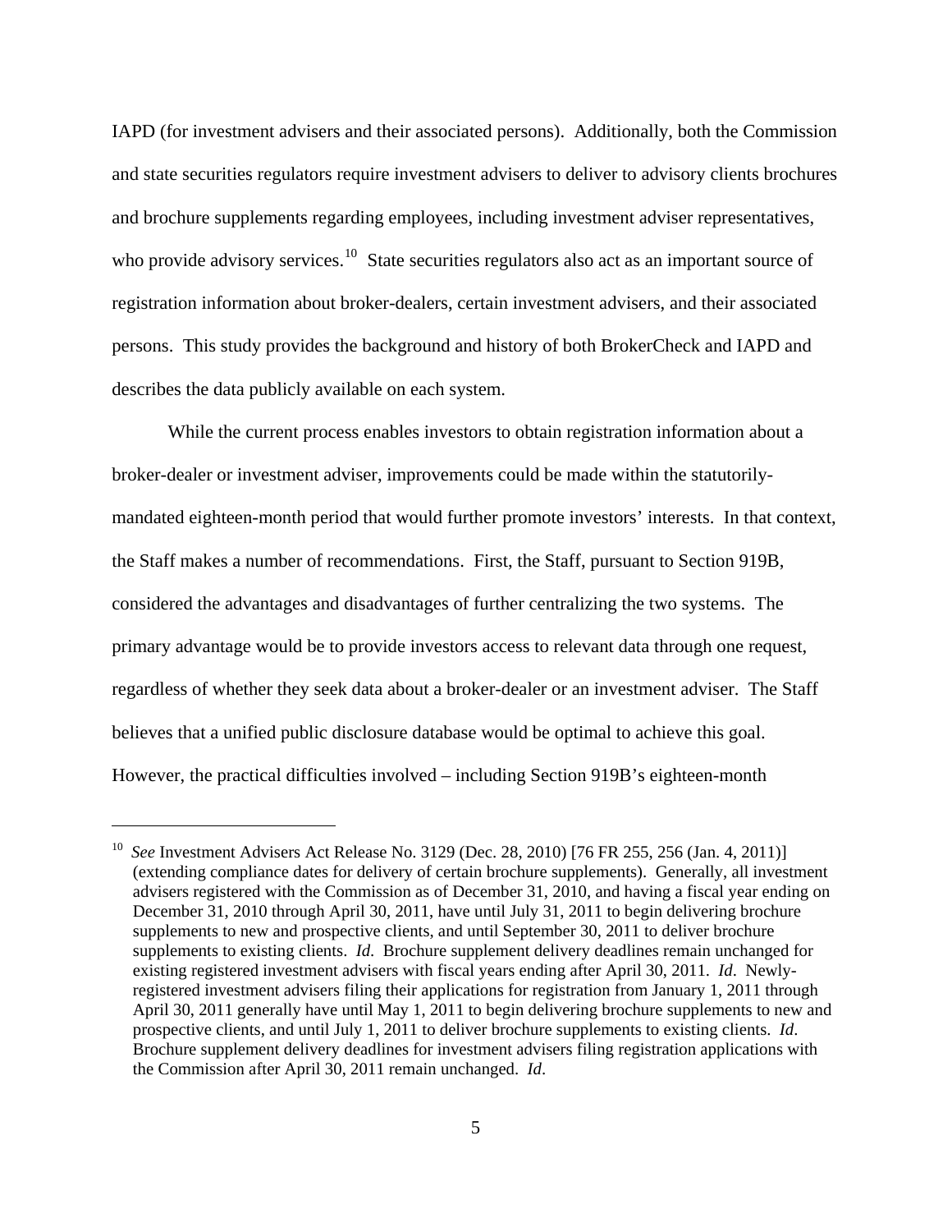IAPD (for investment advisers and their associated persons). Additionally, both the Commission and state securities regulators require investment advisers to deliver to advisory clients brochures and brochure supplements regarding employees, including investment adviser representatives, who provide advisory services.[10] State securities regulators also act as an important source of registration information about broker-dealers, certain investment advisers, and their associated persons. This study provides the background and history of both BrokerCheck and IAPD and describes the data publicly available on each system.

While the current process enables investors to obtain registration information about a broker-dealer or investment adviser, improvements could be made within the statutorily-mandated eighteen-month period that would further promote investors' interests. In that context, the Staff makes a number of recommendations. First, the Staff, pursuant to Section 919B, considered the advantages and disadvantages of further centralizing the two systems. The primary advantage would be to provide investors access to relevant data through one request, regardless of whether they seek data about a broker-dealer or an investment adviser. The Staff believes that a unified public disclosure database would be optimal to achieve this goal. However, the practical difficulties involved – including Section 919B's eighteen-month

---

[10] *See* Investment Advisers Act Release No. 3129 (Dec. 28, 2010) [76 FR 255, 256 (Jan. 4, 2011)] (extending compliance dates for delivery of certain brochure supplements). Generally, all investment advisers registered with the Commission as of December 31, 2010, and having a fiscal year ending on December 31, 2010 through April 30, 2011, have until July 31, 2011 to begin delivering brochure supplements to new and prospective clients, and until September 30, 2011 to deliver brochure supplements to existing clients. *Id*. Brochure supplement delivery deadlines remain unchanged for existing registered investment advisers with fiscal years ending after April 30, 2011. *Id*. Newly-registered investment advisers filing their applications for registration from January 1, 2011 through April 30, 2011 generally have until May 1, 2011 to begin delivering brochure supplements to new and prospective clients, and until July 1, 2011 to deliver brochure supplements to existing clients. *Id*. Brochure supplement delivery deadlines for investment advisers filing registration applications with the Commission after April 30, 2011 remain unchanged. *Id*.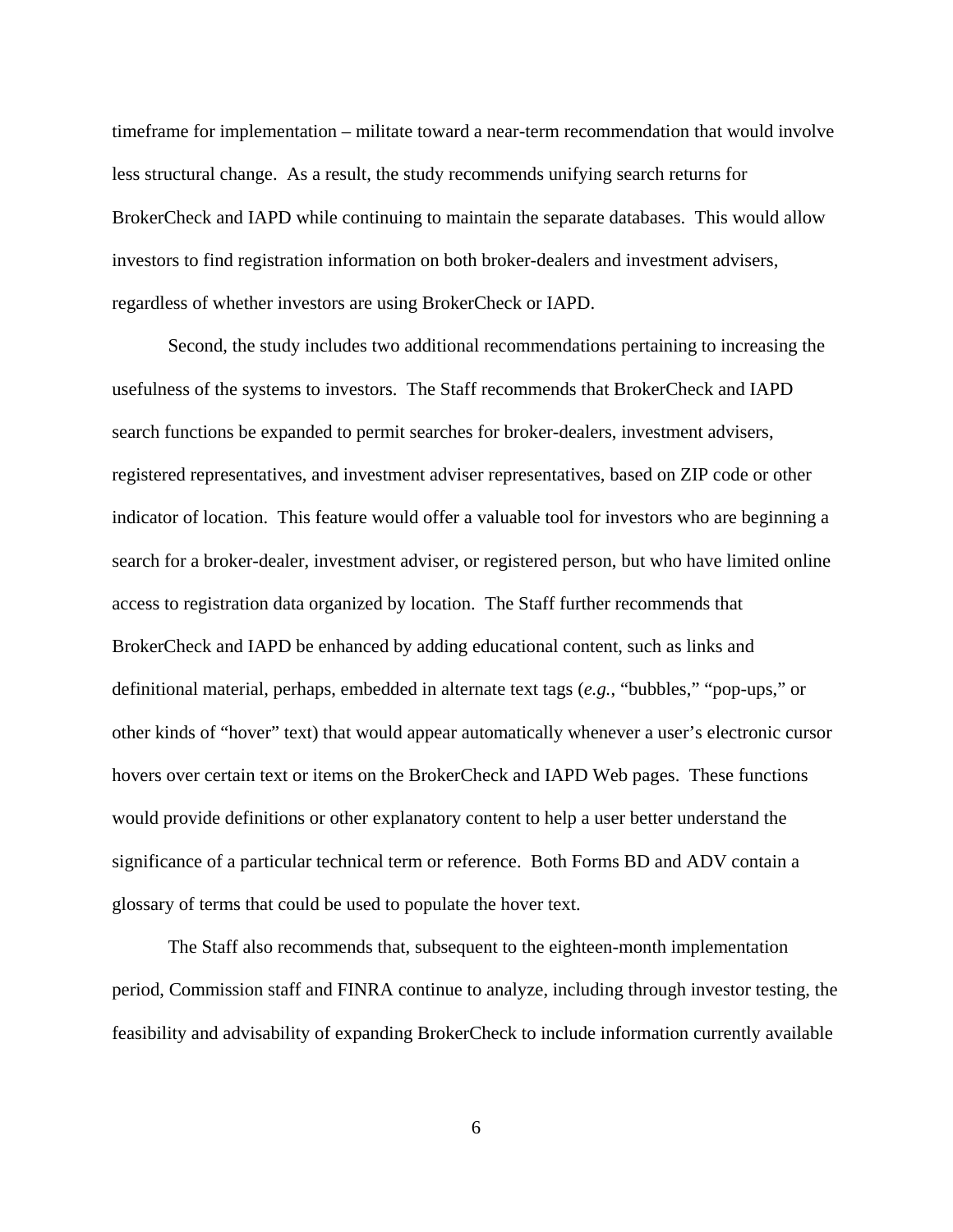timeframe for implementation – militate toward a near-term recommendation that would involve less structural change. As a result, the study recommends unifying search returns for BrokerCheck and IAPD while continuing to maintain the separate databases. This would allow investors to find registration information on both broker-dealers and investment advisers, regardless of whether investors are using BrokerCheck or IAPD.

Second, the study includes two additional recommendations pertaining to increasing the usefulness of the systems to investors. The Staff recommends that BrokerCheck and IAPD search functions be expanded to permit searches for broker-dealers, investment advisers, registered representatives, and investment adviser representatives, based on ZIP code or other indicator of location. This feature would offer a valuable tool for investors who are beginning a search for a broker-dealer, investment adviser, or registered person, but who have limited online access to registration data organized by location. The Staff further recommends that BrokerCheck and IAPD be enhanced by adding educational content, such as links and definitional material, perhaps, embedded in alternate text tags (*e.g.*, "bubbles," "pop-ups," or other kinds of "hover" text) that would appear automatically whenever a user's electronic cursor hovers over certain text or items on the BrokerCheck and IAPD Web pages. These functions would provide definitions or other explanatory content to help a user better understand the significance of a particular technical term or reference. Both Forms BD and ADV contain a glossary of terms that could be used to populate the hover text.

The Staff also recommends that, subsequent to the eighteen-month implementation period, Commission staff and FINRA continue to analyze, including through investor testing, the feasibility and advisability of expanding BrokerCheck to include information currently available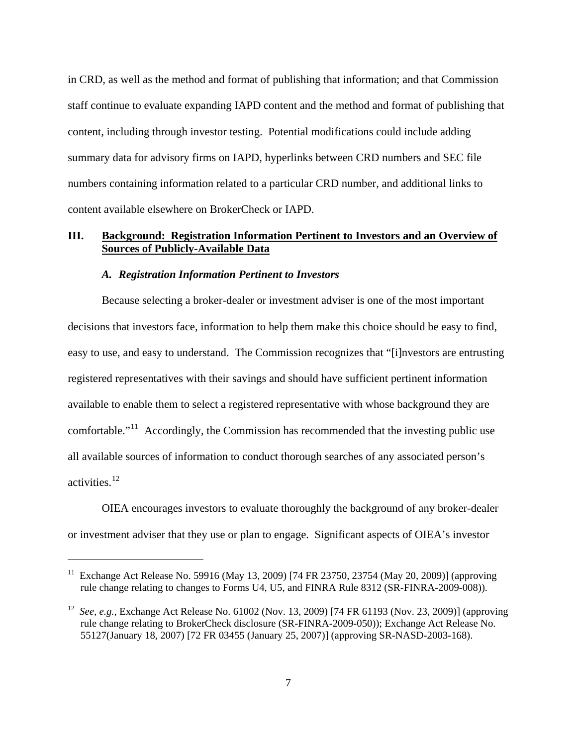in CRD, as well as the method and format of publishing that information; and that Commission staff continue to evaluate expanding IAPD content and the method and format of publishing that content, including through investor testing. Potential modifications could include adding summary data for advisory firms on IAPD, hyperlinks between CRD numbers and SEC file numbers containing information related to a particular CRD number, and additional links to content available elsewhere on BrokerCheck or IAPD.

## III. Background: Registration Information Pertinent to Investors and an Overview of Sources of Publicly-Available Data

### *A. Registration Information Pertinent to Investors*

Because selecting a broker-dealer or investment adviser is one of the most important decisions that investors face, information to help them make this choice should be easy to find, easy to use, and easy to understand. The Commission recognizes that "[i]nvestors are entrusting registered representatives with their savings and should have sufficient pertinent information available to enable them to select a registered representative with whose background they are comfortable."[11] Accordingly, the Commission has recommended that the investing public use all available sources of information to conduct thorough searches of any associated person's activities.[12]

OIEA encourages investors to evaluate thoroughly the background of any broker-dealer or investment adviser that they use or plan to engage. Significant aspects of OIEA's investor

---

[11] Exchange Act Release No. 59916 (May 13, 2009) [74 FR 23750, 23754 (May 20, 2009)] (approving rule change relating to changes to Forms U4, U5, and FINRA Rule 8312 (SR-FINRA-2009-008)).

[12] *See, e.g.*, Exchange Act Release No. 61002 (Nov. 13, 2009) [74 FR 61193 (Nov. 23, 2009)] (approving rule change relating to BrokerCheck disclosure (SR-FINRA-2009-050)); Exchange Act Release No. 55127(January 18, 2007) [72 FR 03455 (January 25, 2007)] (approving SR-NASD-2003-168).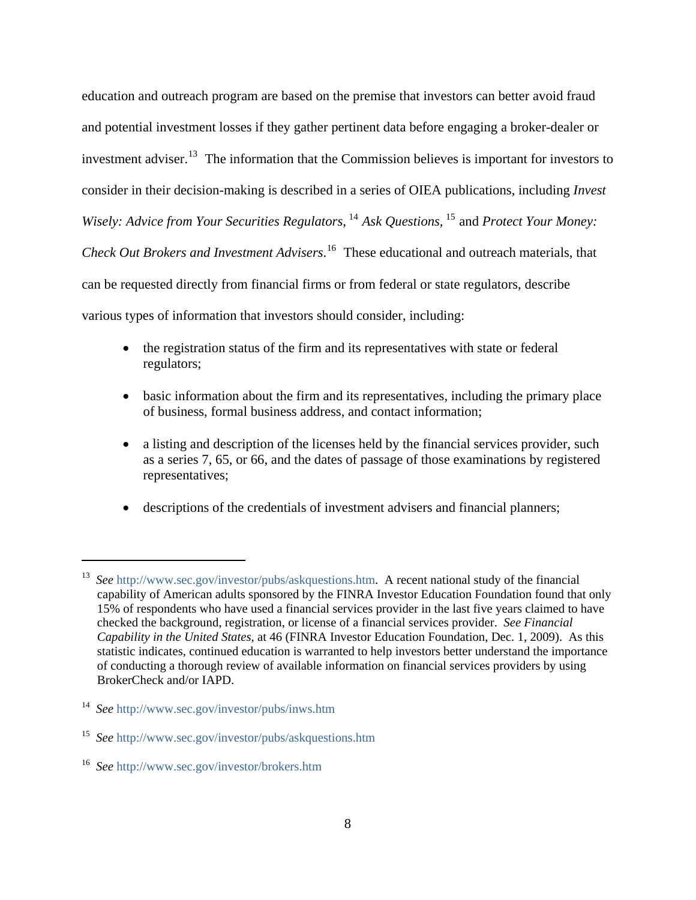education and outreach program are based on the premise that investors can better avoid fraud and potential investment losses if they gather pertinent data before engaging a broker-dealer or investment adviser.[13] The information that the Commission believes is important for investors to consider in their decision-making is described in a series of OIEA publications, including *Invest Wisely: Advice from Your Securities Regulators*,[14] *Ask Questions*,[15] and *Protect Your Money: Check Out Brokers and Investment Advisers*.[16] These educational and outreach materials, that can be requested directly from financial firms or from federal or state regulators, describe various types of information that investors should consider, including:

- the registration status of the firm and its representatives with state or federal regulators;
- basic information about the firm and its representatives, including the primary place of business, formal business address, and contact information;
- a listing and description of the licenses held by the financial services provider, such as a series 7, 65, or 66, and the dates of passage of those examinations by registered representatives;
- descriptions of the credentials of investment advisers and financial planners;

---

[13] *See* http://www.sec.gov/investor/pubs/askquestions.htm. A recent national study of the financial capability of American adults sponsored by the FINRA Investor Education Foundation found that only 15% of respondents who have used a financial services provider in the last five years claimed to have checked the background, registration, or license of a financial services provider. *See Financial Capability in the United States*, at 46 (FINRA Investor Education Foundation, Dec. 1, 2009). As this statistic indicates, continued education is warranted to help investors better understand the importance of conducting a thorough review of available information on financial services providers by using BrokerCheck and/or IAPD.

[14] *See* http://www.sec.gov/investor/pubs/inws.htm

[15] *See* http://www.sec.gov/investor/pubs/askquestions.htm

[16] *See* http://www.sec.gov/investor/brokers.htm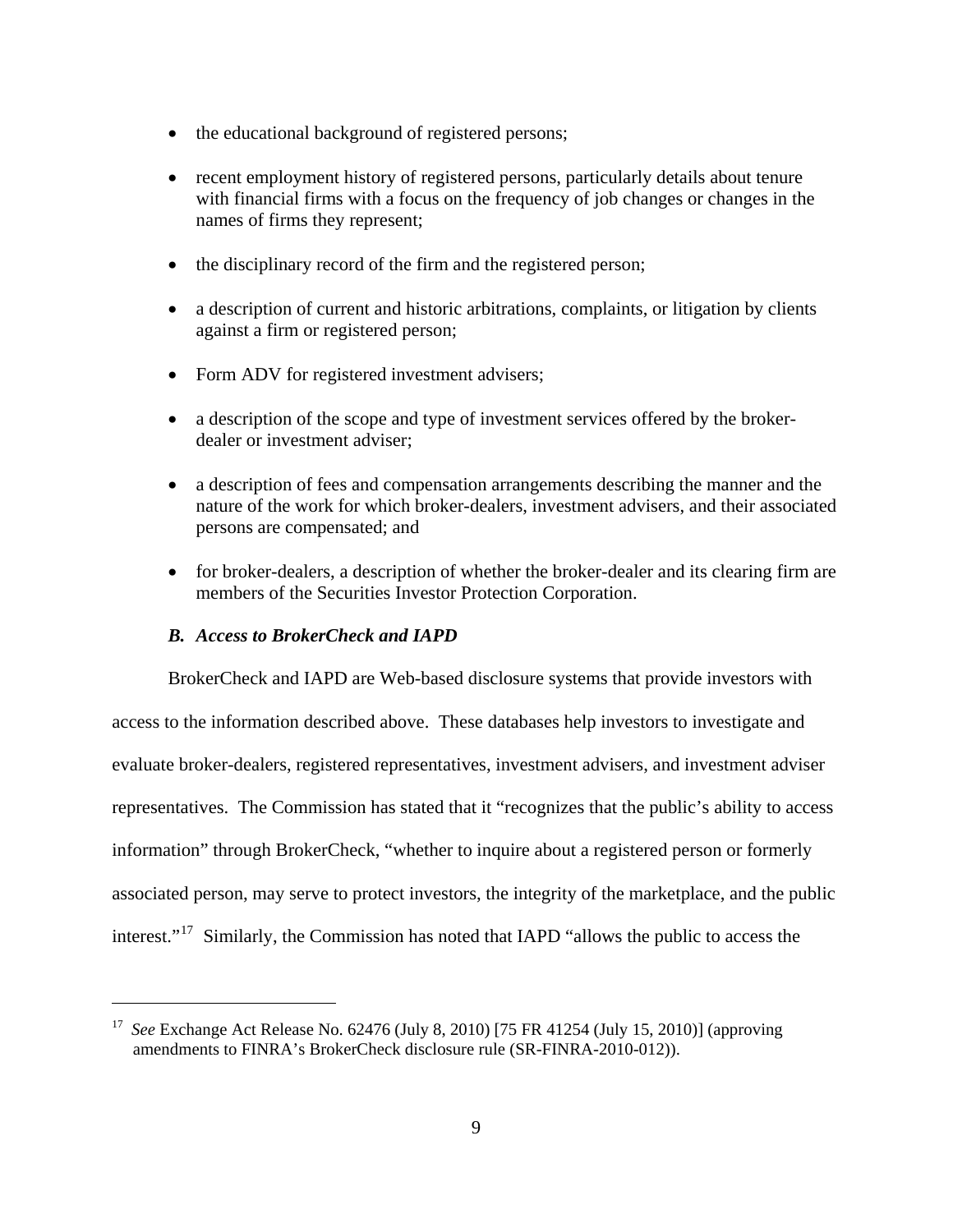- the educational background of registered persons;
- recent employment history of registered persons, particularly details about tenure with financial firms with a focus on the frequency of job changes or changes in the names of firms they represent;
- the disciplinary record of the firm and the registered person;
- a description of current and historic arbitrations, complaints, or litigation by clients against a firm or registered person;
- Form ADV for registered investment advisers;
- a description of the scope and type of investment services offered by the broker-dealer or investment adviser;
- a description of fees and compensation arrangements describing the manner and the nature of the work for which broker-dealers, investment advisers, and their associated persons are compensated; and
- for broker-dealers, a description of whether the broker-dealer and its clearing firm are members of the Securities Investor Protection Corporation.

### *B. Access to BrokerCheck and IAPD*

BrokerCheck and IAPD are Web-based disclosure systems that provide investors with access to the information described above. These databases help investors to investigate and evaluate broker-dealers, registered representatives, investment advisers, and investment adviser representatives. The Commission has stated that it "recognizes that the public's ability to access information" through BrokerCheck, "whether to inquire about a registered person or formerly associated person, may serve to protect investors, the integrity of the marketplace, and the public interest."[17] Similarly, the Commission has noted that IAPD "allows the public to access the

---

[17] *See* Exchange Act Release No. 62476 (July 8, 2010) [75 FR 41254 (July 15, 2010)] (approving amendments to FINRA's BrokerCheck disclosure rule (SR-FINRA-2010-012)).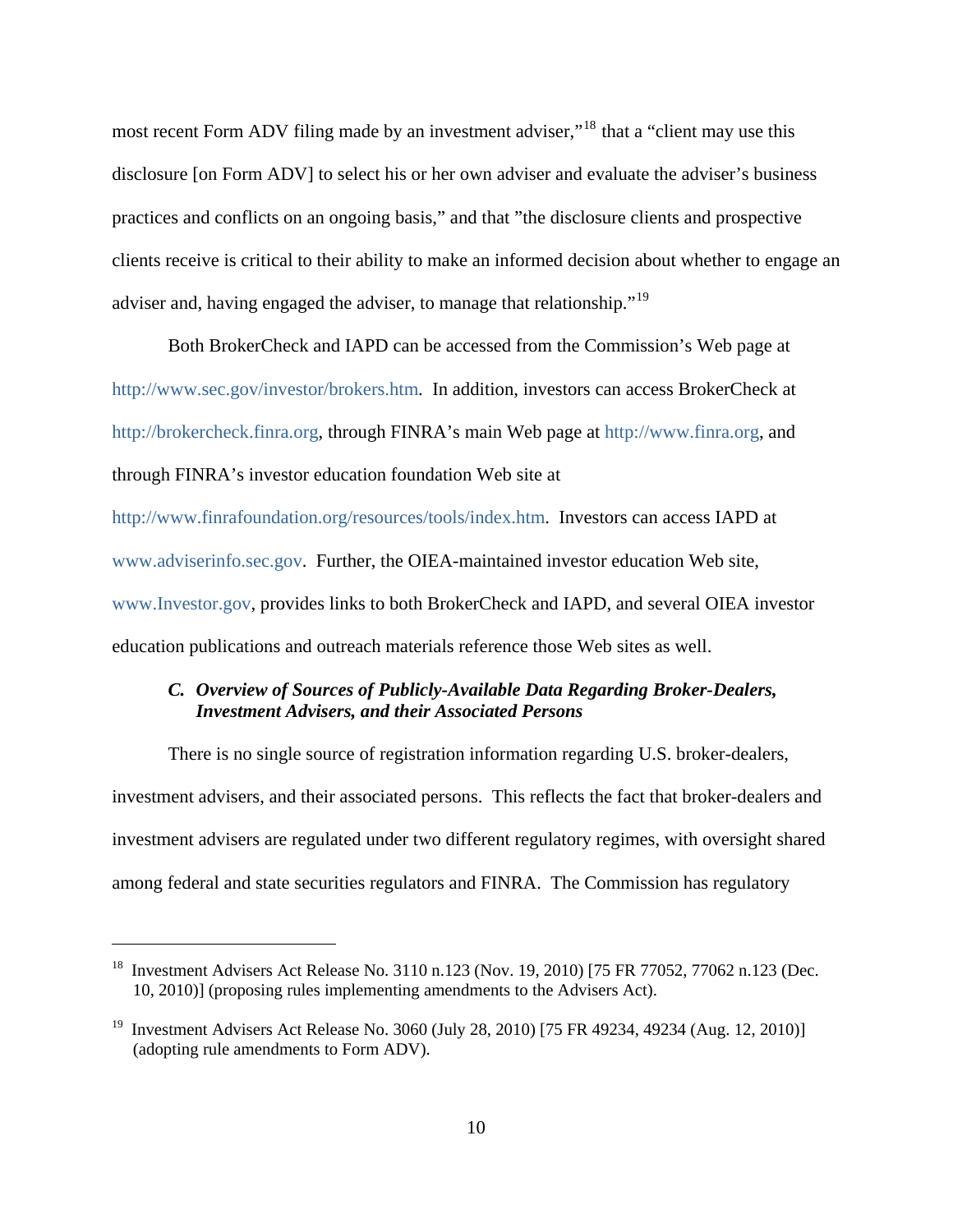most recent Form ADV filing made by an investment adviser,"[18] that a "client may use this disclosure [on Form ADV] to select his or her own adviser and evaluate the adviser's business practices and conflicts on an ongoing basis," and that "the disclosure clients and prospective clients receive is critical to their ability to make an informed decision about whether to engage an adviser and, having engaged the adviser, to manage that relationship."[19]

Both BrokerCheck and IAPD can be accessed from the Commission's Web page at http://www.sec.gov/investor/brokers.htm. In addition, investors can access BrokerCheck at http://brokercheck.finra.org, through FINRA's main Web page at http://www.finra.org, and through FINRA's investor education foundation Web site at http://www.finrafoundation.org/resources/tools/index.htm. Investors can access IAPD at www.adviserinfo.sec.gov. Further, the OIEA-maintained investor education Web site, www.Investor.gov, provides links to both BrokerCheck and IAPD, and several OIEA investor education publications and outreach materials reference those Web sites as well.

### *C. Overview of Sources of Publicly-Available Data Regarding Broker-Dealers, Investment Advisers, and their Associated Persons*

There is no single source of registration information regarding U.S. broker-dealers, investment advisers, and their associated persons. This reflects the fact that broker-dealers and investment advisers are regulated under two different regulatory regimes, with oversight shared among federal and state securities regulators and FINRA. The Commission has regulatory

---

[18] Investment Advisers Act Release No. 3110 n.123 (Nov. 19, 2010) [75 FR 77052, 77062 n.123 (Dec. 10, 2010)] (proposing rules implementing amendments to the Advisers Act).

[19] Investment Advisers Act Release No. 3060 (July 28, 2010) [75 FR 49234, 49234 (Aug. 12, 2010)] (adopting rule amendments to Form ADV).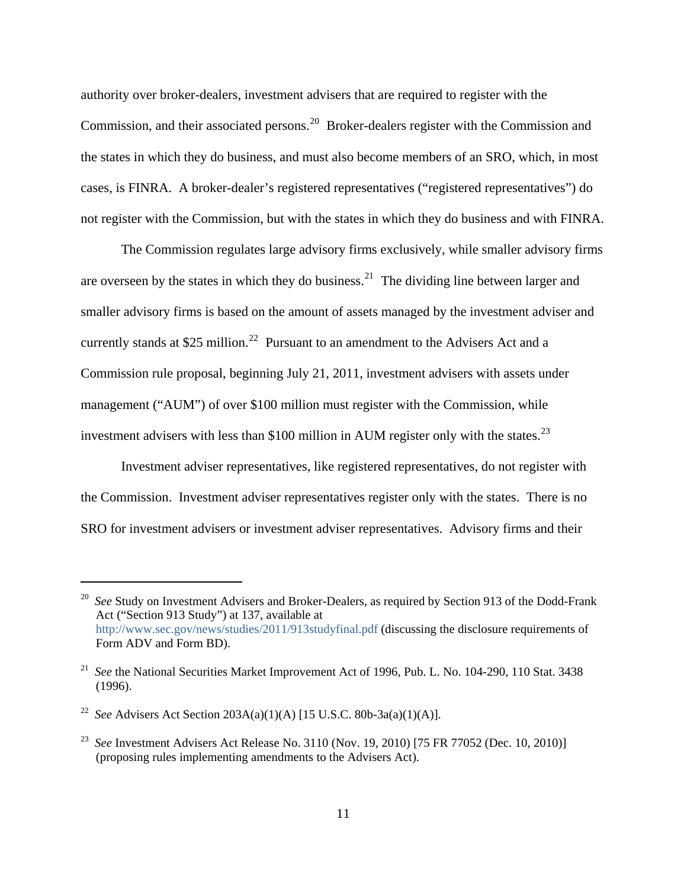authority over broker-dealers, investment advisers that are required to register with the Commission, and their associated persons.[20] Broker-dealers register with the Commission and the states in which they do business, and must also become members of an SRO, which, in most cases, is FINRA. A broker-dealer's registered representatives ("registered representatives") do not register with the Commission, but with the states in which they do business and with FINRA.

The Commission regulates large advisory firms exclusively, while smaller advisory firms are overseen by the states in which they do business.[21] The dividing line between larger and smaller advisory firms is based on the amount of assets managed by the investment adviser and currently stands at $25 million.[22] Pursuant to an amendment to the Advisers Act and a Commission rule proposal, beginning July 21, 2011, investment advisers with assets under management ("AUM") of over $100 million must register with the Commission, while investment advisers with less than $100 million in AUM register only with the states.[23]

Investment adviser representatives, like registered representatives, do not register with the Commission. Investment adviser representatives register only with the states. There is no SRO for investment advisers or investment adviser representatives. Advisory firms and their

---

[20] *See* Study on Investment Advisers and Broker-Dealers, as required by Section 913 of the Dodd-Frank Act ("Section 913 Study") at 137, available at http://www.sec.gov/news/studies/2011/913studyfinal.pdf (discussing the disclosure requirements of Form ADV and Form BD).

[21] *See* the National Securities Market Improvement Act of 1996, Pub. L. No. 104-290, 110 Stat. 3438 (1996).

[22] *See* Advisers Act Section 203A(a)(1)(A) [15 U.S.C. 80b-3a(a)(1)(A)].

[23] *See* Investment Advisers Act Release No. 3110 (Nov. 19, 2010) [75 FR 77052 (Dec. 10, 2010)] (proposing rules implementing amendments to the Advisers Act).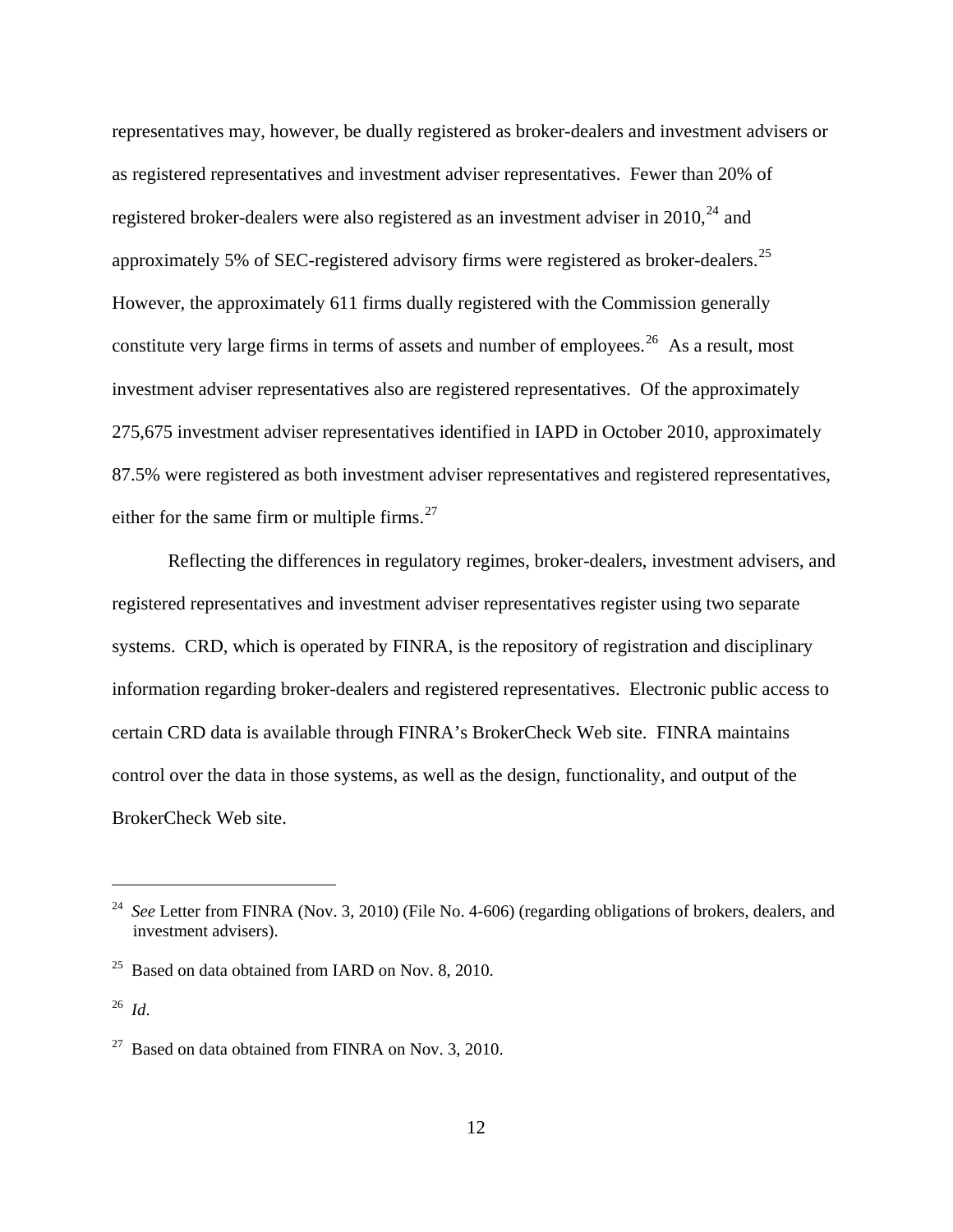representatives may, however, be dually registered as broker-dealers and investment advisers or as registered representatives and investment adviser representatives. Fewer than 20% of registered broker-dealers were also registered as an investment adviser in 2010,[24] and approximately 5% of SEC-registered advisory firms were registered as broker-dealers.[25] However, the approximately 611 firms dually registered with the Commission generally constitute very large firms in terms of assets and number of employees.[26] As a result, most investment adviser representatives also are registered representatives. Of the approximately 275,675 investment adviser representatives identified in IAPD in October 2010, approximately 87.5% were registered as both investment adviser representatives and registered representatives, either for the same firm or multiple firms.[27]

Reflecting the differences in regulatory regimes, broker-dealers, investment advisers, and registered representatives and investment adviser representatives register using two separate systems. CRD, which is operated by FINRA, is the repository of registration and disciplinary information regarding broker-dealers and registered representatives. Electronic public access to certain CRD data is available through FINRA's BrokerCheck Web site. FINRA maintains control over the data in those systems, as well as the design, functionality, and output of the BrokerCheck Web site.

---

[24] *See* Letter from FINRA (Nov. 3, 2010) (File No. 4-606) (regarding obligations of brokers, dealers, and investment advisers).

[25] Based on data obtained from IARD on Nov. 8, 2010.

[26] *Id*.

[27] Based on data obtained from FINRA on Nov. 3, 2010.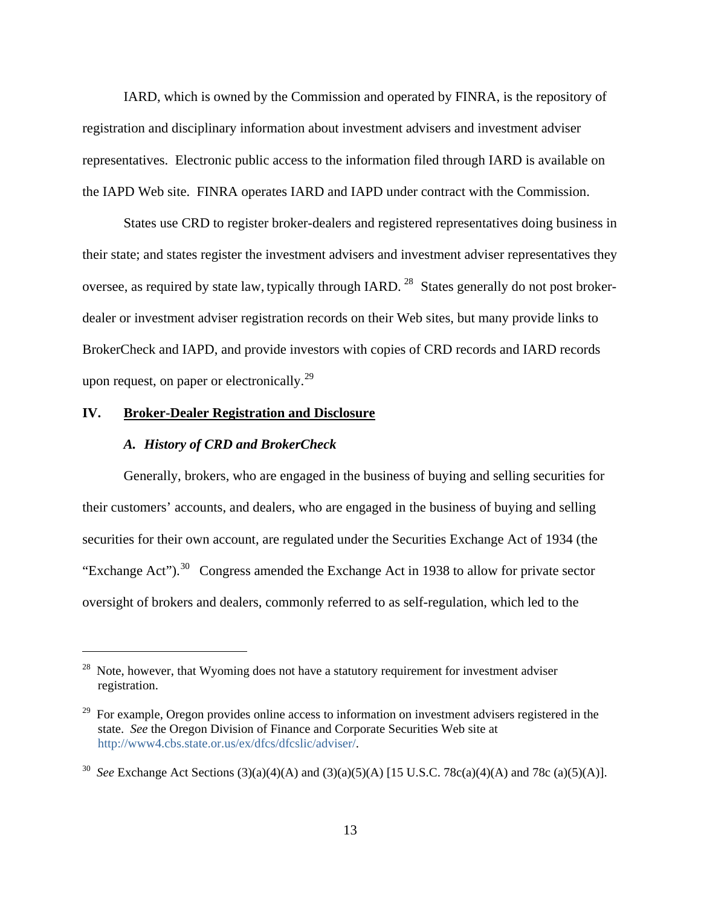IARD, which is owned by the Commission and operated by FINRA, is the repository of registration and disciplinary information about investment advisers and investment adviser representatives. Electronic public access to the information filed through IARD is available on the IAPD Web site. FINRA operates IARD and IAPD under contract with the Commission.

States use CRD to register broker-dealers and registered representatives doing business in their state; and states register the investment advisers and investment adviser representatives they oversee, as required by state law, typically through IARD. [28] States generally do not post broker-dealer or investment adviser registration records on their Web sites, but many provide links to BrokerCheck and IAPD, and provide investors with copies of CRD records and IARD records upon request, on paper or electronically.[29]

## IV. Broker-Dealer Registration and Disclosure

### *A. History of CRD and BrokerCheck*

Generally, brokers, who are engaged in the business of buying and selling securities for their customers' accounts, and dealers, who are engaged in the business of buying and selling securities for their own account, are regulated under the Securities Exchange Act of 1934 (the "Exchange Act").[30] Congress amended the Exchange Act in 1938 to allow for private sector oversight of brokers and dealers, commonly referred to as self-regulation, which led to the

---

[28] Note, however, that Wyoming does not have a statutory requirement for investment adviser registration.

[29] For example, Oregon provides online access to information on investment advisers registered in the state. *See* the Oregon Division of Finance and Corporate Securities Web site at http://www4.cbs.state.or.us/ex/dfcs/dfcslic/adviser/.

[30] *See* Exchange Act Sections (3)(a)(4)(A) and (3)(a)(5)(A) [15 U.S.C. 78c(a)(4)(A) and 78c (a)(5)(A)].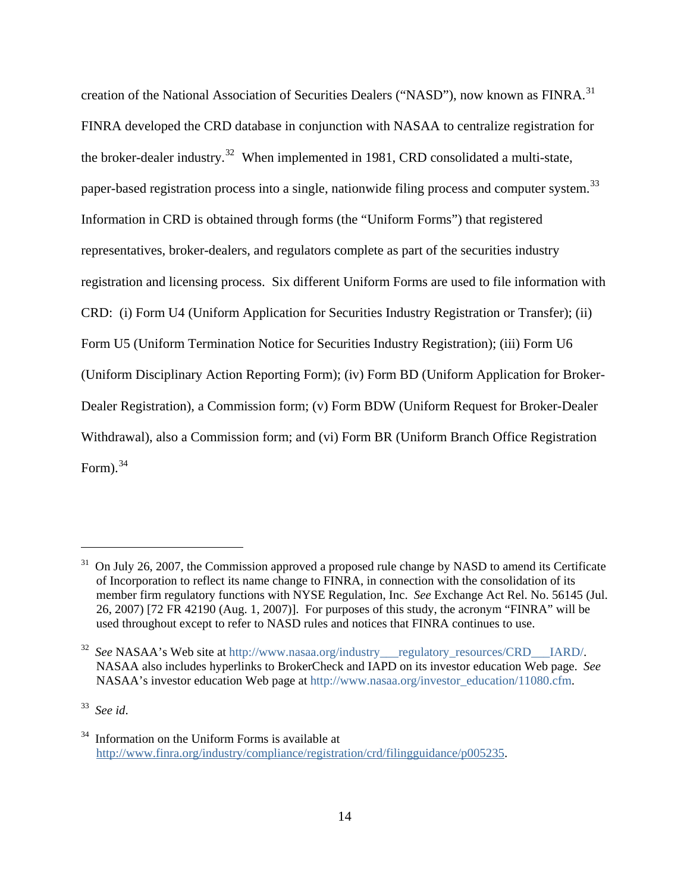creation of the National Association of Securities Dealers ("NASD"), now known as FINRA.[31] FINRA developed the CRD database in conjunction with NASAA to centralize registration for the broker-dealer industry.[32] When implemented in 1981, CRD consolidated a multi-state, paper-based registration process into a single, nationwide filing process and computer system.[33] Information in CRD is obtained through forms (the "Uniform Forms") that registered representatives, broker-dealers, and regulators complete as part of the securities industry registration and licensing process. Six different Uniform Forms are used to file information with CRD: (i) Form U4 (Uniform Application for Securities Industry Registration or Transfer); (ii) Form U5 (Uniform Termination Notice for Securities Industry Registration); (iii) Form U6 (Uniform Disciplinary Action Reporting Form); (iv) Form BD (Uniform Application for Broker-Dealer Registration), a Commission form; (v) Form BDW (Uniform Request for Broker-Dealer Withdrawal), also a Commission form; and (vi) Form BR (Uniform Branch Office Registration Form).[34]

---

[31] On July 26, 2007, the Commission approved a proposed rule change by NASD to amend its Certificate of Incorporation to reflect its name change to FINRA, in connection with the consolidation of its member firm regulatory functions with NYSE Regulation, Inc. *See* Exchange Act Rel. No. 56145 (Jul. 26, 2007) [72 FR 42190 (Aug. 1, 2007)]. For purposes of this study, the acronym "FINRA" will be used throughout except to refer to NASD rules and notices that FINRA continues to use.

[32] *See* NASAA's Web site at http://www.nasaa.org/industry___regulatory_resources/CRD___IARD/. NASAA also includes hyperlinks to BrokerCheck and IAPD on its investor education Web page. *See* NASAA's investor education Web page at http://www.nasaa.org/investor_education/11080.cfm.

[33] *See id*.

[34] Information on the Uniform Forms is available at http://www.finra.org/industry/compliance/registration/crd/filingguidance/p005235.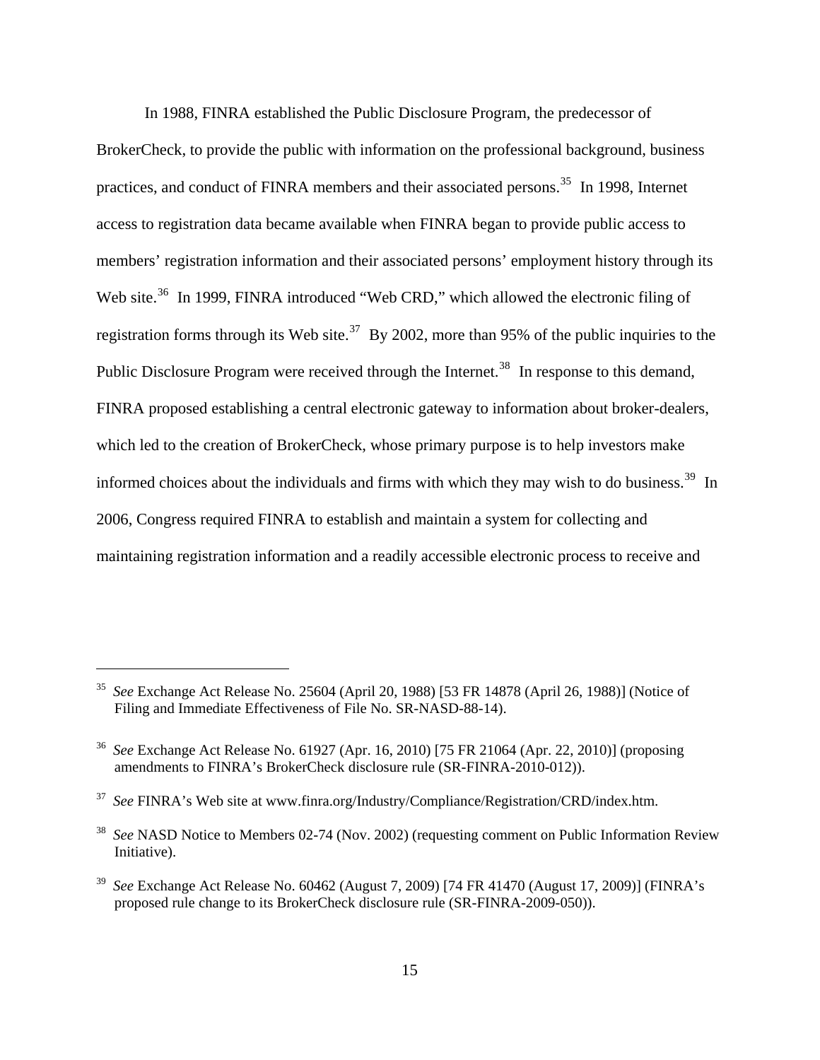In 1988, FINRA established the Public Disclosure Program, the predecessor of BrokerCheck, to provide the public with information on the professional background, business practices, and conduct of FINRA members and their associated persons.[35] In 1998, Internet access to registration data became available when FINRA began to provide public access to members' registration information and their associated persons' employment history through its Web site.[36] In 1999, FINRA introduced "Web CRD," which allowed the electronic filing of registration forms through its Web site.[37] By 2002, more than 95% of the public inquiries to the Public Disclosure Program were received through the Internet.[38] In response to this demand, FINRA proposed establishing a central electronic gateway to information about broker-dealers, which led to the creation of BrokerCheck, whose primary purpose is to help investors make informed choices about the individuals and firms with which they may wish to do business.[39] In 2006, Congress required FINRA to establish and maintain a system for collecting and maintaining registration information and a readily accessible electronic process to receive and

---

[35] *See* Exchange Act Release No. 25604 (April 20, 1988) [53 FR 14878 (April 26, 1988)] (Notice of Filing and Immediate Effectiveness of File No. SR-NASD-88-14).

[36] *See* Exchange Act Release No. 61927 (Apr. 16, 2010) [75 FR 21064 (Apr. 22, 2010)] (proposing amendments to FINRA's BrokerCheck disclosure rule (SR-FINRA-2010-012)).

[37] *See* FINRA's Web site at www.finra.org/Industry/Compliance/Registration/CRD/index.htm.

[38] *See* NASD Notice to Members 02-74 (Nov. 2002) (requesting comment on Public Information Review Initiative).

[39] *See* Exchange Act Release No. 60462 (August 7, 2009) [74 FR 41470 (August 17, 2009)] (FINRA's proposed rule change to its BrokerCheck disclosure rule (SR-FINRA-2009-050)).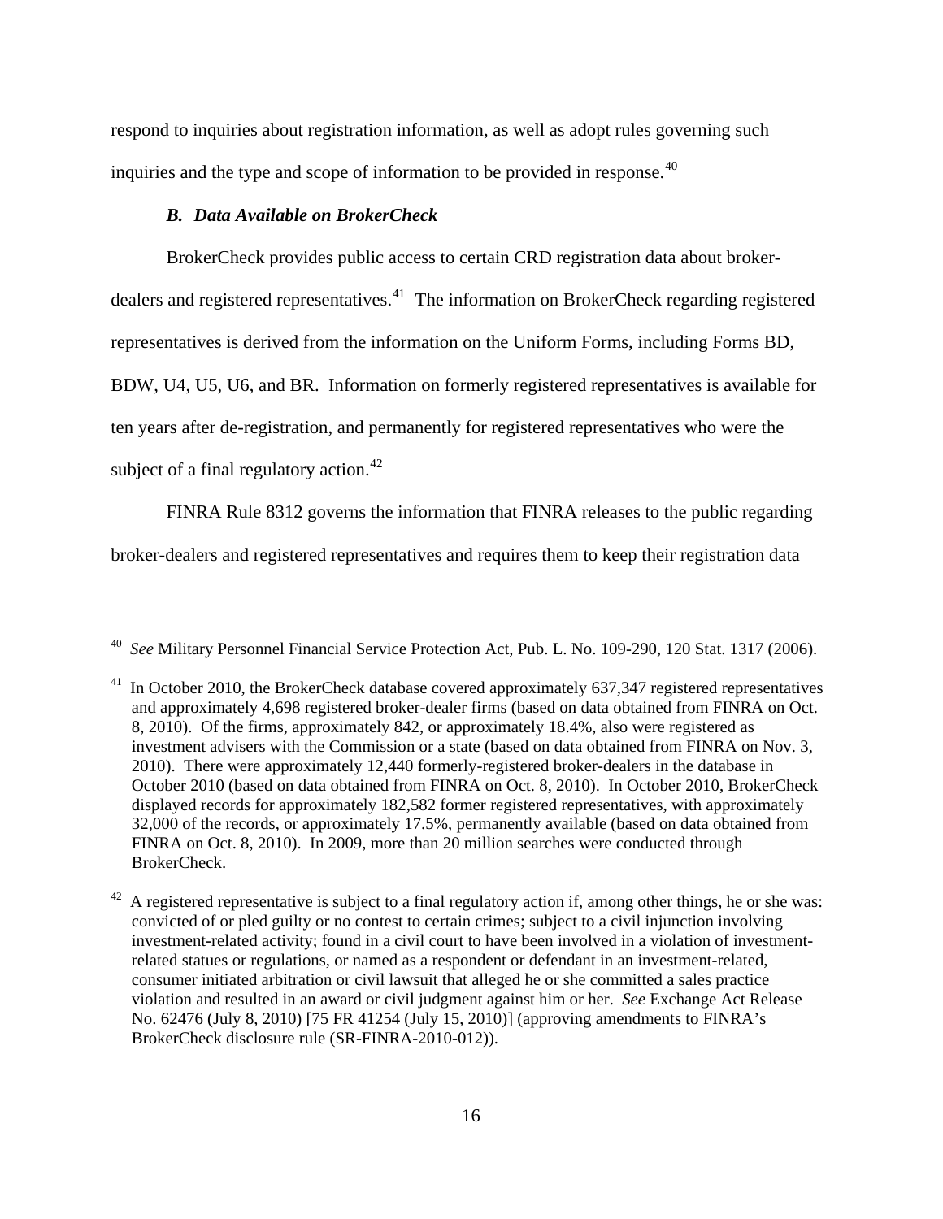respond to inquiries about registration information, as well as adopt rules governing such inquiries and the type and scope of information to be provided in response.[40]

### *B. Data Available on BrokerCheck*

BrokerCheck provides public access to certain CRD registration data about broker-dealers and registered representatives.[41] The information on BrokerCheck regarding registered representatives is derived from the information on the Uniform Forms, including Forms BD, BDW, U4, U5, U6, and BR. Information on formerly registered representatives is available for ten years after de-registration, and permanently for registered representatives who were the subject of a final regulatory action.[42]

FINRA Rule 8312 governs the information that FINRA releases to the public regarding broker-dealers and registered representatives and requires them to keep their registration data

---

[40] *See* Military Personnel Financial Service Protection Act, Pub. L. No. 109-290, 120 Stat. 1317 (2006).

[41] In October 2010, the BrokerCheck database covered approximately 637,347 registered representatives and approximately 4,698 registered broker-dealer firms (based on data obtained from FINRA on Oct. 8, 2010). Of the firms, approximately 842, or approximately 18.4%, also were registered as investment advisers with the Commission or a state (based on data obtained from FINRA on Nov. 3, 2010). There were approximately 12,440 formerly-registered broker-dealers in the database in October 2010 (based on data obtained from FINRA on Oct. 8, 2010). In October 2010, BrokerCheck displayed records for approximately 182,582 former registered representatives, with approximately 32,000 of the records, or approximately 17.5%, permanently available (based on data obtained from FINRA on Oct. 8, 2010). In 2009, more than 20 million searches were conducted through BrokerCheck.

[42] A registered representative is subject to a final regulatory action if, among other things, he or she was: convicted of or pled guilty or no contest to certain crimes; subject to a civil injunction involving investment-related activity; found in a civil court to have been involved in a violation of investment-related statues or regulations, or named as a respondent or defendant in an investment-related, consumer initiated arbitration or civil lawsuit that alleged he or she committed a sales practice violation and resulted in an award or civil judgment against him or her. *See* Exchange Act Release No. 62476 (July 8, 2010) [75 FR 41254 (July 15, 2010)] (approving amendments to FINRA's BrokerCheck disclosure rule (SR-FINRA-2010-012)).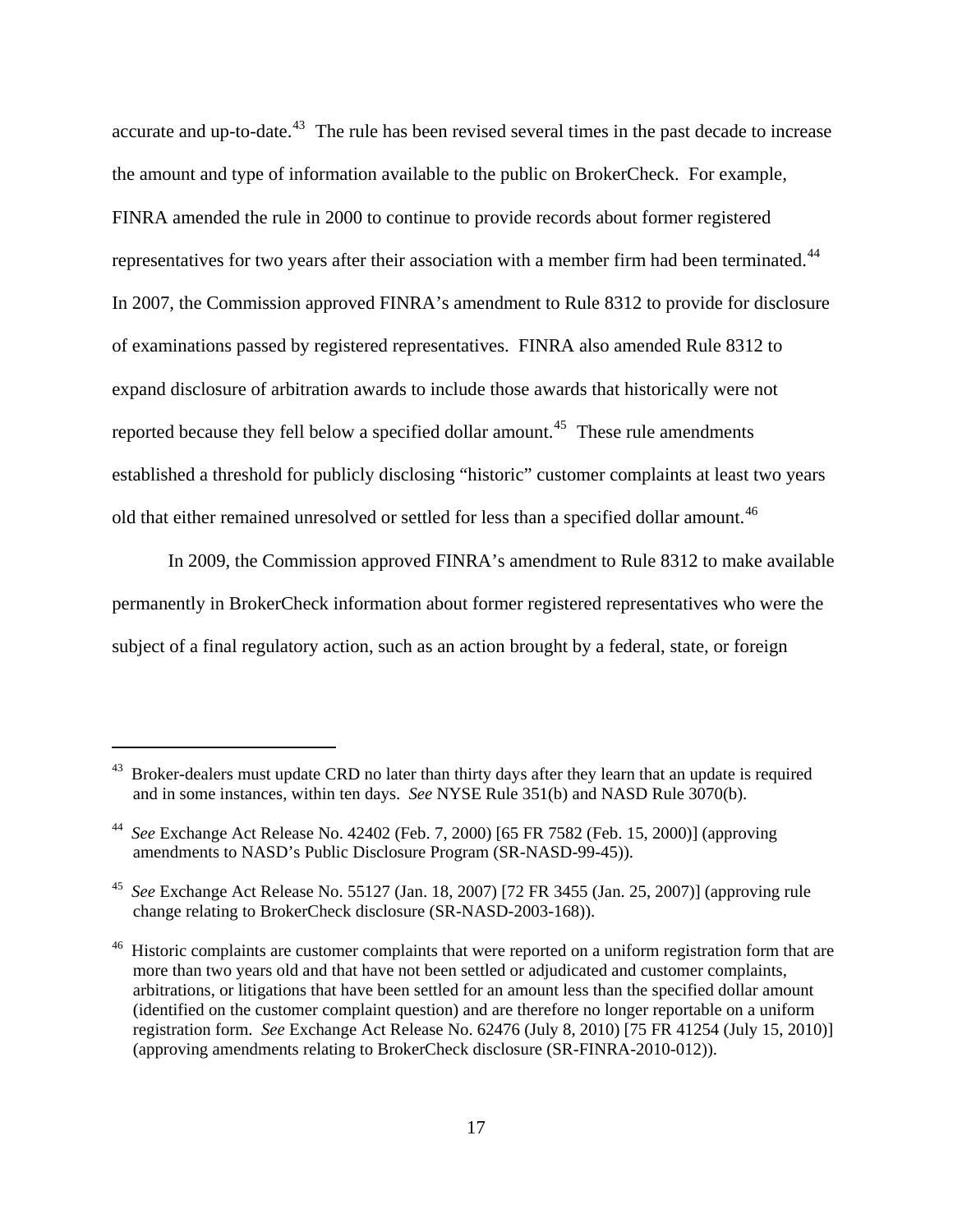accurate and up-to-date.[43] The rule has been revised several times in the past decade to increase the amount and type of information available to the public on BrokerCheck. For example, FINRA amended the rule in 2000 to continue to provide records about former registered representatives for two years after their association with a member firm had been terminated.[44] In 2007, the Commission approved FINRA's amendment to Rule 8312 to provide for disclosure of examinations passed by registered representatives. FINRA also amended Rule 8312 to expand disclosure of arbitration awards to include those awards that historically were not reported because they fell below a specified dollar amount.[45] These rule amendments established a threshold for publicly disclosing "historic" customer complaints at least two years old that either remained unresolved or settled for less than a specified dollar amount.[46]

In 2009, the Commission approved FINRA's amendment to Rule 8312 to make available permanently in BrokerCheck information about former registered representatives who were the subject of a final regulatory action, such as an action brought by a federal, state, or foreign

---

[43] Broker-dealers must update CRD no later than thirty days after they learn that an update is required and in some instances, within ten days. *See* NYSE Rule 351(b) and NASD Rule 3070(b).

[44] *See* Exchange Act Release No. 42402 (Feb. 7, 2000) [65 FR 7582 (Feb. 15, 2000)] (approving amendments to NASD's Public Disclosure Program (SR-NASD-99-45)).

[45] *See* Exchange Act Release No. 55127 (Jan. 18, 2007) [72 FR 3455 (Jan. 25, 2007)] (approving rule change relating to BrokerCheck disclosure (SR-NASD-2003-168)).

[46] Historic complaints are customer complaints that were reported on a uniform registration form that are more than two years old and that have not been settled or adjudicated and customer complaints, arbitrations, or litigations that have been settled for an amount less than the specified dollar amount (identified on the customer complaint question) and are therefore no longer reportable on a uniform registration form. *See* Exchange Act Release No. 62476 (July 8, 2010) [75 FR 41254 (July 15, 2010)] (approving amendments relating to BrokerCheck disclosure (SR-FINRA-2010-012)).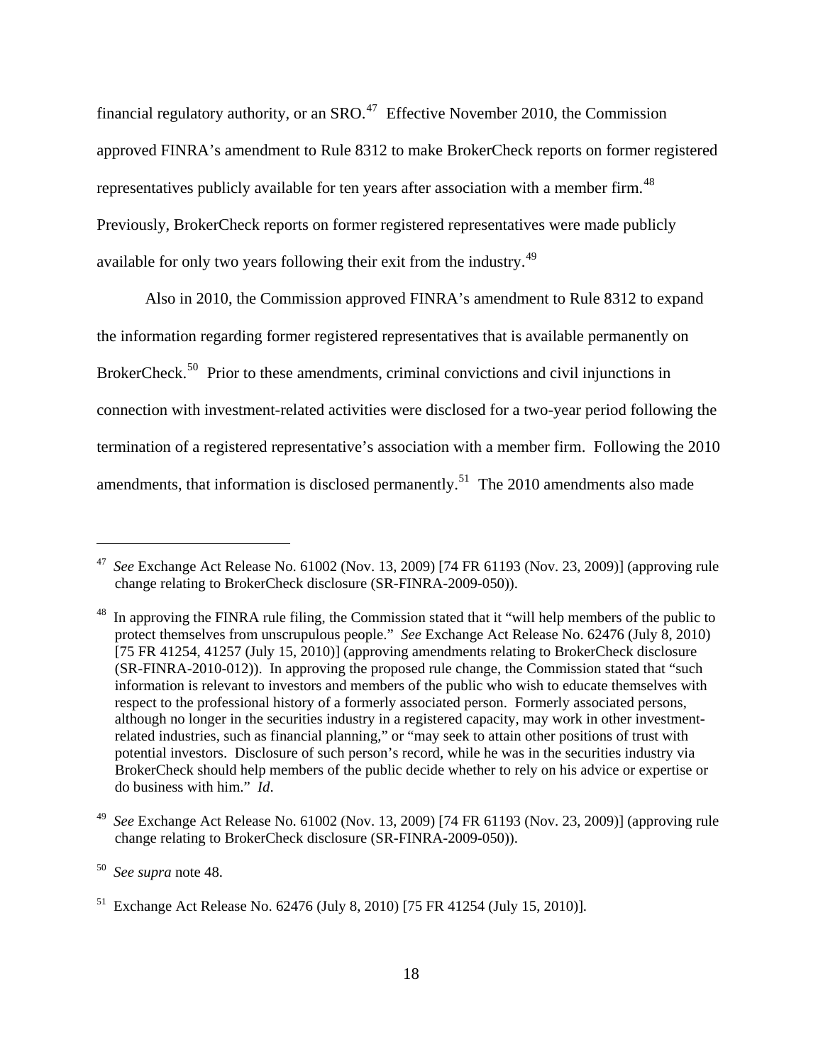financial regulatory authority, or an SRO.[47] Effective November 2010, the Commission approved FINRA's amendment to Rule 8312 to make BrokerCheck reports on former registered representatives publicly available for ten years after association with a member firm.[48] Previously, BrokerCheck reports on former registered representatives were made publicly available for only two years following their exit from the industry.[49]

Also in 2010, the Commission approved FINRA's amendment to Rule 8312 to expand the information regarding former registered representatives that is available permanently on BrokerCheck.[50] Prior to these amendments, criminal convictions and civil injunctions in connection with investment-related activities were disclosed for a two-year period following the termination of a registered representative's association with a member firm. Following the 2010 amendments, that information is disclosed permanently.[51] The 2010 amendments also made

---

[47] *See* Exchange Act Release No. 61002 (Nov. 13, 2009) [74 FR 61193 (Nov. 23, 2009)] (approving rule change relating to BrokerCheck disclosure (SR-FINRA-2009-050)).

[48] In approving the FINRA rule filing, the Commission stated that it "will help members of the public to protect themselves from unscrupulous people." *See* Exchange Act Release No. 62476 (July 8, 2010) [75 FR 41254, 41257 (July 15, 2010)] (approving amendments relating to BrokerCheck disclosure (SR-FINRA-2010-012)). In approving the proposed rule change, the Commission stated that "such information is relevant to investors and members of the public who wish to educate themselves with respect to the professional history of a formerly associated person. Formerly associated persons, although no longer in the securities industry in a registered capacity, may work in other investment-related industries, such as financial planning," or "may seek to attain other positions of trust with potential investors. Disclosure of such person's record, while he was in the securities industry via BrokerCheck should help members of the public decide whether to rely on his advice or expertise or do business with him." *Id*.

[49] *See* Exchange Act Release No. 61002 (Nov. 13, 2009) [74 FR 61193 (Nov. 23, 2009)] (approving rule change relating to BrokerCheck disclosure (SR-FINRA-2009-050)).

[50] *See supra* note 48.

[51] Exchange Act Release No. 62476 (July 8, 2010) [75 FR 41254 (July 15, 2010)].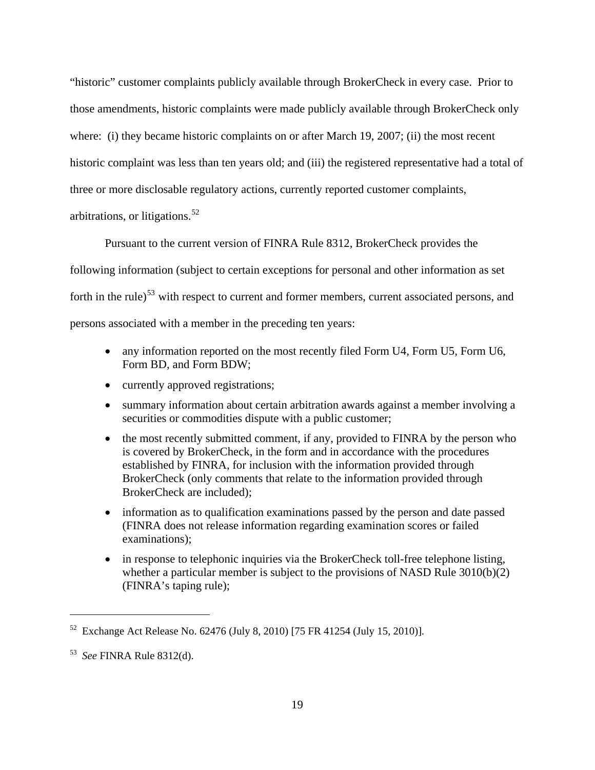"historic" customer complaints publicly available through BrokerCheck in every case. Prior to those amendments, historic complaints were made publicly available through BrokerCheck only where: (i) they became historic complaints on or after March 19, 2007; (ii) the most recent historic complaint was less than ten years old; and (iii) the registered representative had a total of three or more disclosable regulatory actions, currently reported customer complaints, arbitrations, or litigations.[52]

Pursuant to the current version of FINRA Rule 8312, BrokerCheck provides the following information (subject to certain exceptions for personal and other information as set forth in the rule)[53] with respect to current and former members, current associated persons, and persons associated with a member in the preceding ten years:

- any information reported on the most recently filed Form U4, Form U5, Form U6, Form BD, and Form BDW;
- currently approved registrations;
- summary information about certain arbitration awards against a member involving a securities or commodities dispute with a public customer;
- the most recently submitted comment, if any, provided to FINRA by the person who is covered by BrokerCheck, in the form and in accordance with the procedures established by FINRA, for inclusion with the information provided through BrokerCheck (only comments that relate to the information provided through BrokerCheck are included);
- information as to qualification examinations passed by the person and date passed (FINRA does not release information regarding examination scores or failed examinations);
- in response to telephonic inquiries via the BrokerCheck toll-free telephone listing, whether a particular member is subject to the provisions of NASD Rule 3010(b)(2) (FINRA's taping rule);

---

[52] Exchange Act Release No. 62476 (July 8, 2010) [75 FR 41254 (July 15, 2010)].

[53] *See* FINRA Rule 8312(d).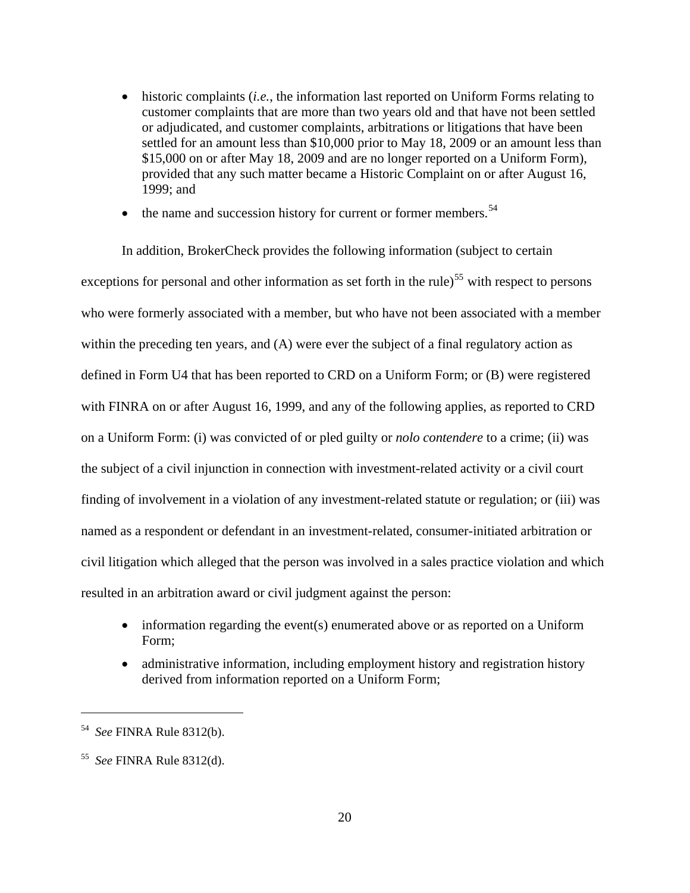- historic complaints (*i.e.*, the information last reported on Uniform Forms relating to customer complaints that are more than two years old and that have not been settled or adjudicated, and customer complaints, arbitrations or litigations that have been settled for an amount less than $10,000 prior to May 18, 2009 or an amount less than $15,000 on or after May 18, 2009 and are no longer reported on a Uniform Form), provided that any such matter became a Historic Complaint on or after August 16, 1999; and
- the name and succession history for current or former members.[54]

In addition, BrokerCheck provides the following information (subject to certain exceptions for personal and other information as set forth in the rule)[55] with respect to persons who were formerly associated with a member, but who have not been associated with a member within the preceding ten years, and (A) were ever the subject of a final regulatory action as defined in Form U4 that has been reported to CRD on a Uniform Form; or (B) were registered with FINRA on or after August 16, 1999, and any of the following applies, as reported to CRD on a Uniform Form: (i) was convicted of or pled guilty or *nolo contendere* to a crime; (ii) was the subject of a civil injunction in connection with investment-related activity or a civil court finding of involvement in a violation of any investment-related statute or regulation; or (iii) was named as a respondent or defendant in an investment-related, consumer-initiated arbitration or civil litigation which alleged that the person was involved in a sales practice violation and which resulted in an arbitration award or civil judgment against the person:

- information regarding the event(s) enumerated above or as reported on a Uniform Form;
- administrative information, including employment history and registration history derived from information reported on a Uniform Form;

---

[54] *See* FINRA Rule 8312(b).

[55] *See* FINRA Rule 8312(d).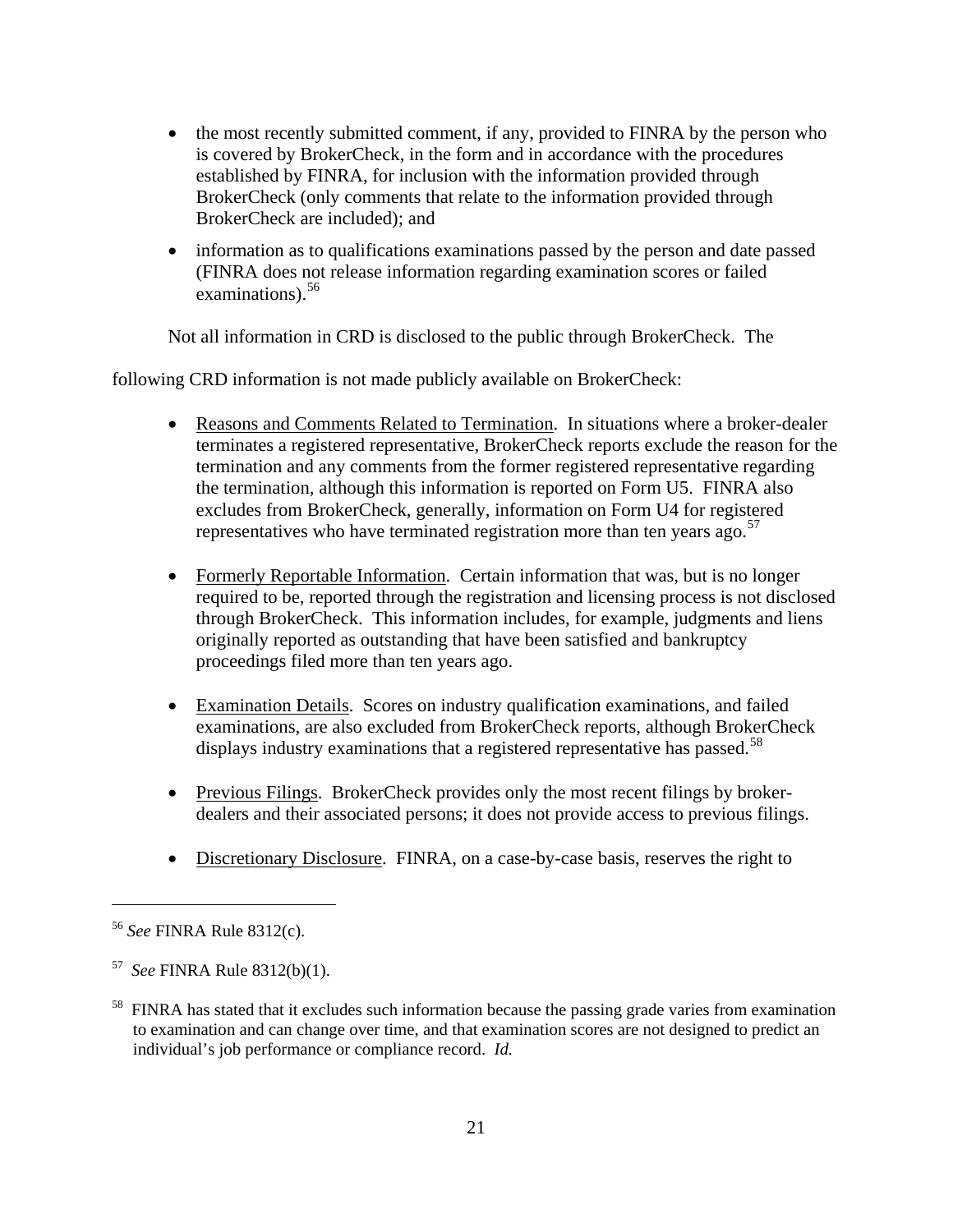- the most recently submitted comment, if any, provided to FINRA by the person who is covered by BrokerCheck, in the form and in accordance with the procedures established by FINRA, for inclusion with the information provided through BrokerCheck (only comments that relate to the information provided through BrokerCheck are included); and

- information as to qualifications examinations passed by the person and date passed (FINRA does not release information regarding examination scores or failed examinations).[56]

Not all information in CRD is disclosed to the public through BrokerCheck. The following CRD information is not made publicly available on BrokerCheck:

- Reasons and Comments Related to Termination. In situations where a broker-dealer terminates a registered representative, BrokerCheck reports exclude the reason for the termination and any comments from the former registered representative regarding the termination, although this information is reported on Form U5. FINRA also excludes from BrokerCheck, generally, information on Form U4 for registered representatives who have terminated registration more than ten years ago.[57]

- Formerly Reportable Information. Certain information that was, but is no longer required to be, reported through the registration and licensing process is not disclosed through BrokerCheck. This information includes, for example, judgments and liens originally reported as outstanding that have been satisfied and bankruptcy proceedings filed more than ten years ago.

- Examination Details. Scores on industry qualification examinations, and failed examinations, are also excluded from BrokerCheck reports, although BrokerCheck displays industry examinations that a registered representative has passed.[58]

- Previous Filings. BrokerCheck provides only the most recent filings by broker-dealers and their associated persons; it does not provide access to previous filings.

- Discretionary Disclosure. FINRA, on a case-by-case basis, reserves the right to

---

[56] *See* FINRA Rule 8312(c).

[57] *See* FINRA Rule 8312(b)(1).

[58] FINRA has stated that it excludes such information because the passing grade varies from examination to examination and can change over time, and that examination scores are not designed to predict an individual's job performance or compliance record. *Id.*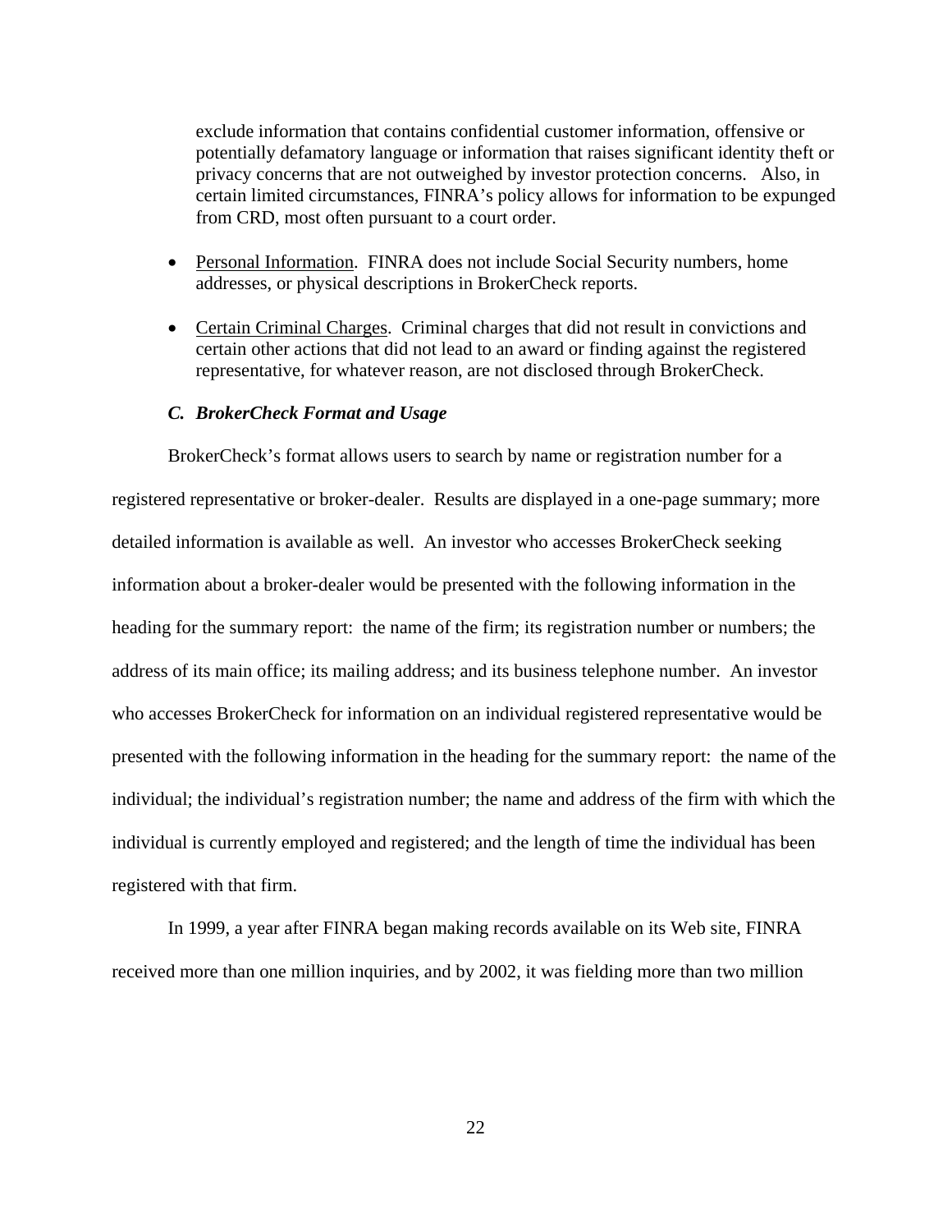exclude information that contains confidential customer information, offensive or potentially defamatory language or information that raises significant identity theft or privacy concerns that are not outweighed by investor protection concerns. Also, in certain limited circumstances, FINRA's policy allows for information to be expunged from CRD, most often pursuant to a court order.

- Personal Information. FINRA does not include Social Security numbers, home addresses, or physical descriptions in BrokerCheck reports.
- Certain Criminal Charges. Criminal charges that did not result in convictions and certain other actions that did not lead to an award or finding against the registered representative, for whatever reason, are not disclosed through BrokerCheck.

### *C. BrokerCheck Format and Usage*

BrokerCheck's format allows users to search by name or registration number for a registered representative or broker-dealer. Results are displayed in a one-page summary; more detailed information is available as well. An investor who accesses BrokerCheck seeking information about a broker-dealer would be presented with the following information in the heading for the summary report: the name of the firm; its registration number or numbers; the address of its main office; its mailing address; and its business telephone number. An investor who accesses BrokerCheck for information on an individual registered representative would be presented with the following information in the heading for the summary report: the name of the individual; the individual's registration number; the name and address of the firm with which the individual is currently employed and registered; and the length of time the individual has been registered with that firm.

In 1999, a year after FINRA began making records available on its Web site, FINRA received more than one million inquiries, and by 2002, it was fielding more than two million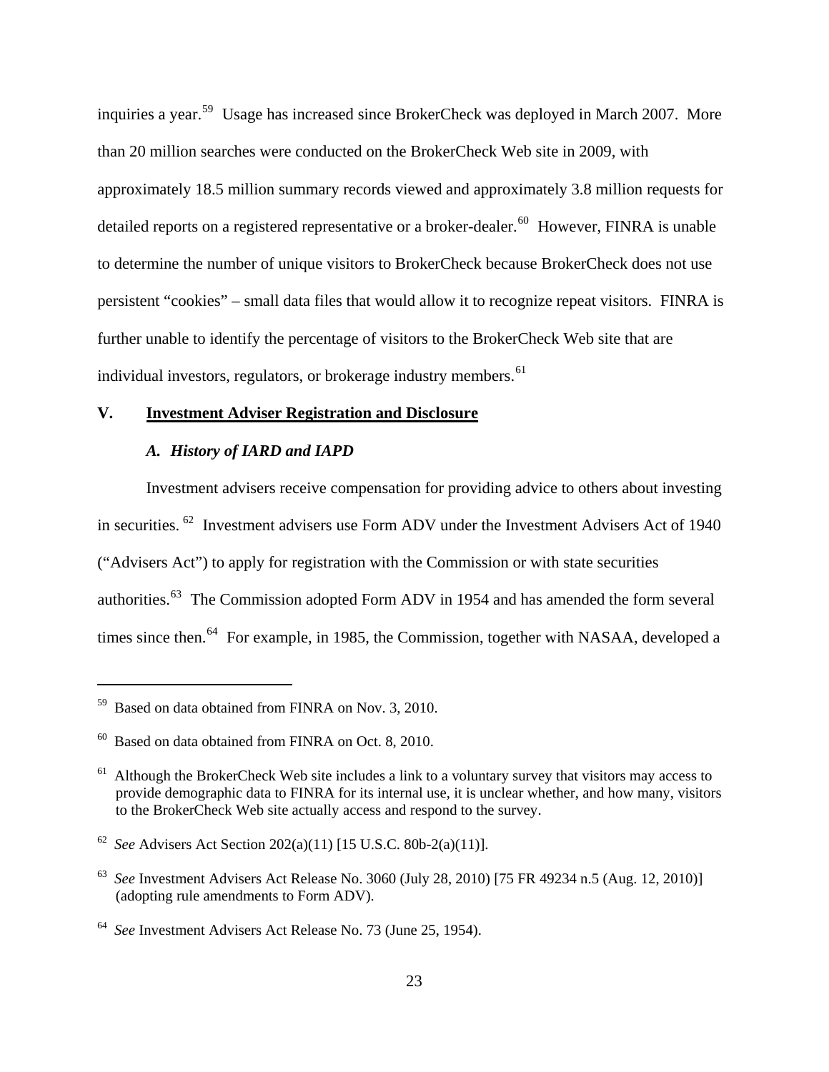inquiries a year.[59] Usage has increased since BrokerCheck was deployed in March 2007. More than 20 million searches were conducted on the BrokerCheck Web site in 2009, with approximately 18.5 million summary records viewed and approximately 3.8 million requests for detailed reports on a registered representative or a broker-dealer.[60] However, FINRA is unable to determine the number of unique visitors to BrokerCheck because BrokerCheck does not use persistent "cookies" – small data files that would allow it to recognize repeat visitors. FINRA is further unable to identify the percentage of visitors to the BrokerCheck Web site that are individual investors, regulators, or brokerage industry members.[61]

## V. Investment Adviser Registration and Disclosure

### *A. History of IARD and IAPD*

Investment advisers receive compensation for providing advice to others about investing in securities.[62] Investment advisers use Form ADV under the Investment Advisers Act of 1940 ("Advisers Act") to apply for registration with the Commission or with state securities authorities.[63] The Commission adopted Form ADV in 1954 and has amended the form several times since then.[64] For example, in 1985, the Commission, together with NASAA, developed a

---

[59] Based on data obtained from FINRA on Nov. 3, 2010.

[60] Based on data obtained from FINRA on Oct. 8, 2010.

[61] Although the BrokerCheck Web site includes a link to a voluntary survey that visitors may access to provide demographic data to FINRA for its internal use, it is unclear whether, and how many, visitors to the BrokerCheck Web site actually access and respond to the survey.

[62] *See* Advisers Act Section 202(a)(11) [15 U.S.C. 80b-2(a)(11)].

[63] *See* Investment Advisers Act Release No. 3060 (July 28, 2010) [75 FR 49234 n.5 (Aug. 12, 2010)] (adopting rule amendments to Form ADV).

[64] *See* Investment Advisers Act Release No. 73 (June 25, 1954).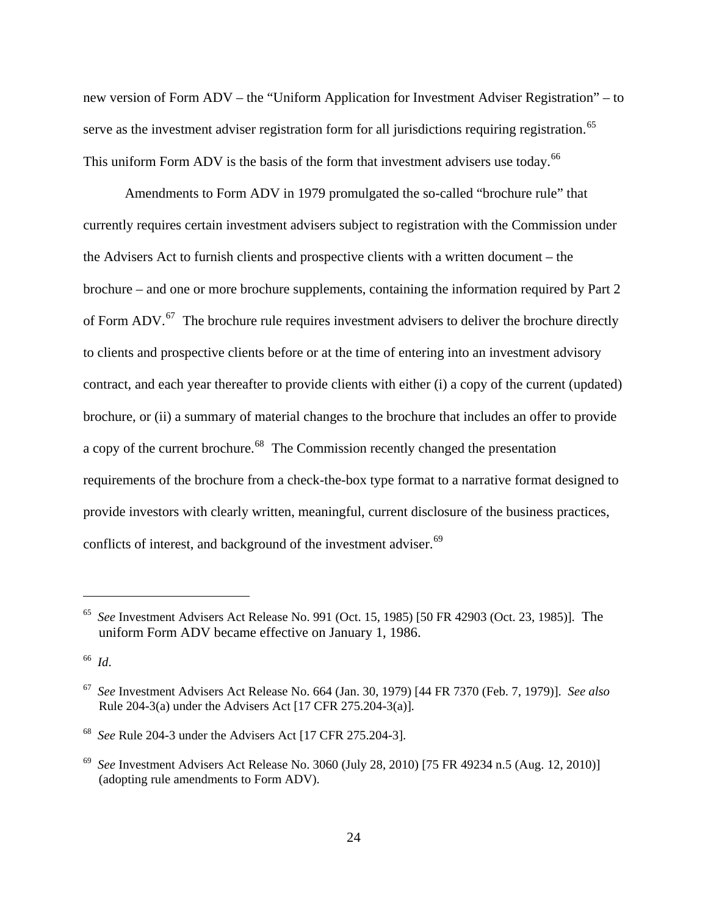new version of Form ADV – the "Uniform Application for Investment Adviser Registration" – to serve as the investment adviser registration form for all jurisdictions requiring registration.[65] This uniform Form ADV is the basis of the form that investment advisers use today.[66]

Amendments to Form ADV in 1979 promulgated the so-called "brochure rule" that currently requires certain investment advisers subject to registration with the Commission under the Advisers Act to furnish clients and prospective clients with a written document – the brochure – and one or more brochure supplements, containing the information required by Part 2 of Form ADV.[67] The brochure rule requires investment advisers to deliver the brochure directly to clients and prospective clients before or at the time of entering into an investment advisory contract, and each year thereafter to provide clients with either (i) a copy of the current (updated) brochure, or (ii) a summary of material changes to the brochure that includes an offer to provide a copy of the current brochure.[68] The Commission recently changed the presentation requirements of the brochure from a check-the-box type format to a narrative format designed to provide investors with clearly written, meaningful, current disclosure of the business practices, conflicts of interest, and background of the investment adviser.[69]

---

[65] *See* Investment Advisers Act Release No. 991 (Oct. 15, 1985) [50 FR 42903 (Oct. 23, 1985)]. The uniform Form ADV became effective on January 1, 1986.

[66] *Id*.

[67] *See* Investment Advisers Act Release No. 664 (Jan. 30, 1979) [44 FR 7370 (Feb. 7, 1979)]. *See also* Rule 204-3(a) under the Advisers Act [17 CFR 275.204-3(a)].

[68] *See* Rule 204-3 under the Advisers Act [17 CFR 275.204-3].

[69] *See* Investment Advisers Act Release No. 3060 (July 28, 2010) [75 FR 49234 n.5 (Aug. 12, 2010)] (adopting rule amendments to Form ADV).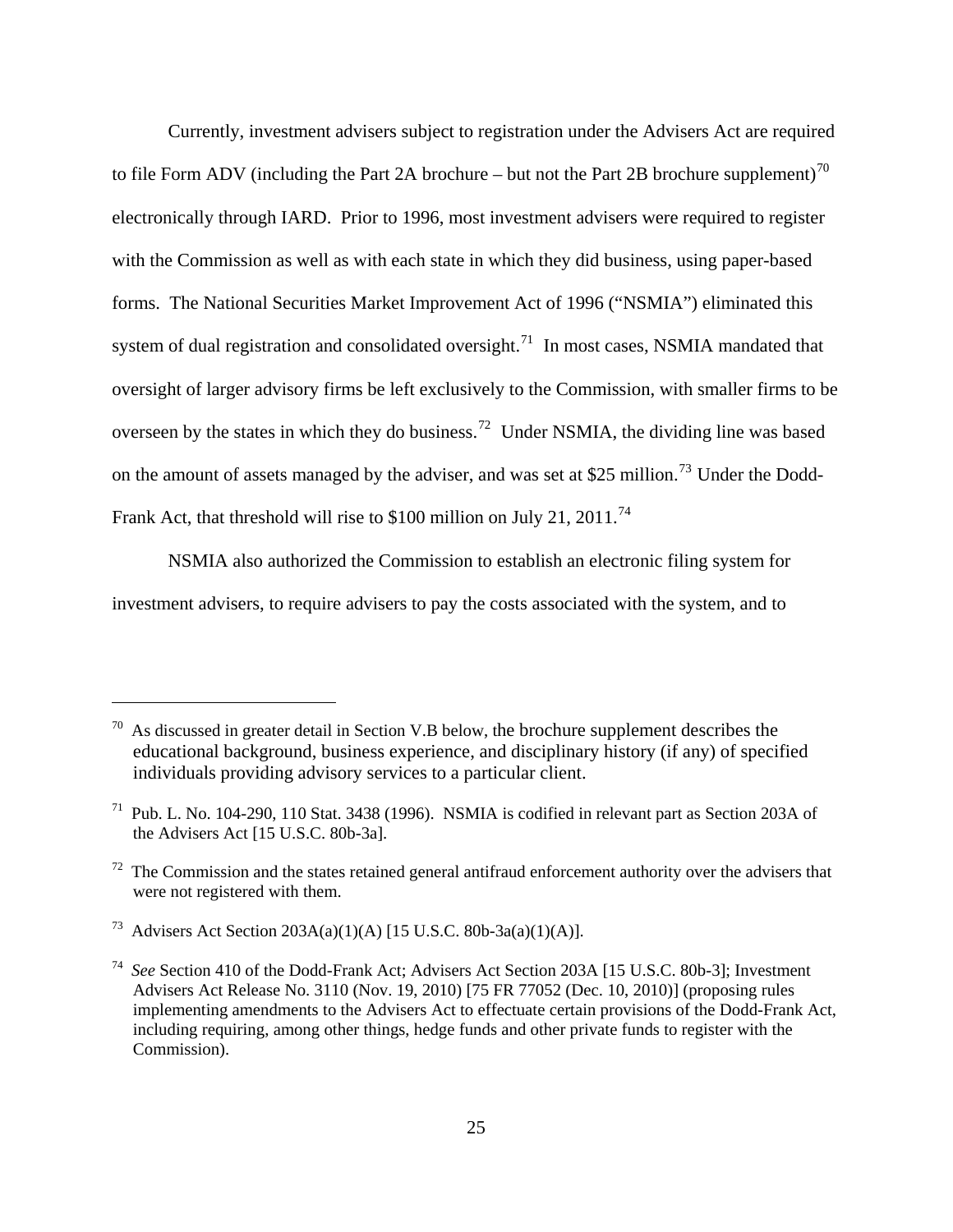Currently, investment advisers subject to registration under the Advisers Act are required to file Form ADV (including the Part 2A brochure – but not the Part 2B brochure supplement)[70] electronically through IARD. Prior to 1996, most investment advisers were required to register with the Commission as well as with each state in which they did business, using paper-based forms. The National Securities Market Improvement Act of 1996 ("NSMIA") eliminated this system of dual registration and consolidated oversight.[71] In most cases, NSMIA mandated that oversight of larger advisory firms be left exclusively to the Commission, with smaller firms to be overseen by the states in which they do business.[72] Under NSMIA, the dividing line was based on the amount of assets managed by the adviser, and was set at $25 million.[73] Under the Dodd-Frank Act, that threshold will rise to $100 million on July 21, 2011.[74]

NSMIA also authorized the Commission to establish an electronic filing system for investment advisers, to require advisers to pay the costs associated with the system, and to

---

[70] As discussed in greater detail in Section V.B below, the brochure supplement describes the educational background, business experience, and disciplinary history (if any) of specified individuals providing advisory services to a particular client.

[71] Pub. L. No. 104-290, 110 Stat. 3438 (1996). NSMIA is codified in relevant part as Section 203A of the Advisers Act [15 U.S.C. 80b-3a].

[72] The Commission and the states retained general antifraud enforcement authority over the advisers that were not registered with them.

[73] Advisers Act Section 203A(a)(1)(A) [15 U.S.C. 80b-3a(a)(1)(A)].

[74] *See* Section 410 of the Dodd-Frank Act; Advisers Act Section 203A [15 U.S.C. 80b-3]; Investment Advisers Act Release No. 3110 (Nov. 19, 2010) [75 FR 77052 (Dec. 10, 2010)] (proposing rules implementing amendments to the Advisers Act to effectuate certain provisions of the Dodd-Frank Act, including requiring, among other things, hedge funds and other private funds to register with the Commission).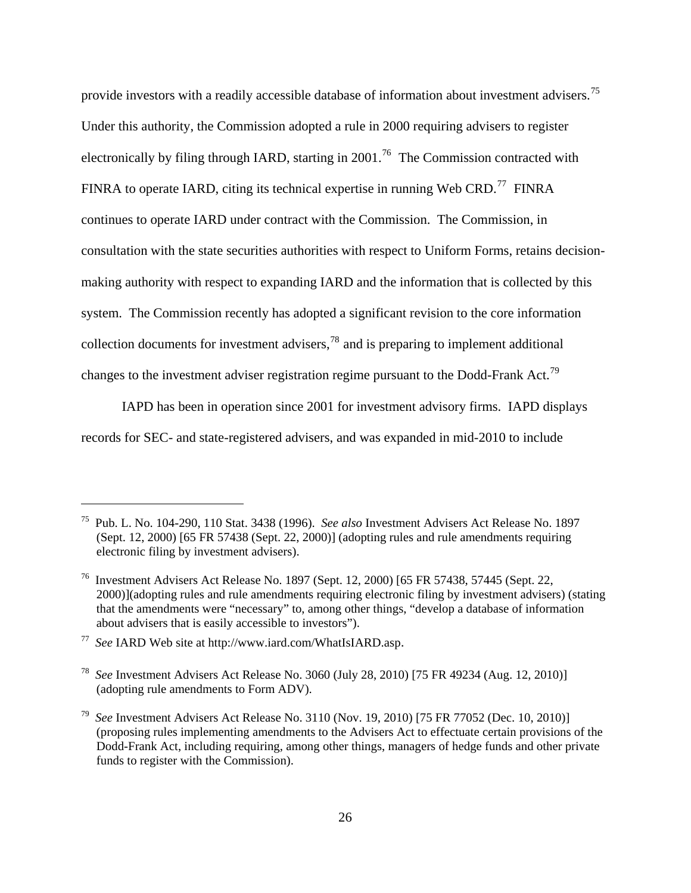provide investors with a readily accessible database of information about investment advisers.[75] Under this authority, the Commission adopted a rule in 2000 requiring advisers to register electronically by filing through IARD, starting in 2001.[76] The Commission contracted with FINRA to operate IARD, citing its technical expertise in running Web CRD.[77] FINRA continues to operate IARD under contract with the Commission. The Commission, in consultation with the state securities authorities with respect to Uniform Forms, retains decision-making authority with respect to expanding IARD and the information that is collected by this system. The Commission recently has adopted a significant revision to the core information collection documents for investment advisers,[78] and is preparing to implement additional changes to the investment adviser registration regime pursuant to the Dodd-Frank Act.[79]

IAPD has been in operation since 2001 for investment advisory firms. IAPD displays records for SEC- and state-registered advisers, and was expanded in mid-2010 to include

---

[75] Pub. L. No. 104-290, 110 Stat. 3438 (1996). *See also* Investment Advisers Act Release No. 1897 (Sept. 12, 2000) [65 FR 57438 (Sept. 22, 2000)] (adopting rules and rule amendments requiring electronic filing by investment advisers).

[76] Investment Advisers Act Release No. 1897 (Sept. 12, 2000) [65 FR 57438, 57445 (Sept. 22, 2000)](adopting rules and rule amendments requiring electronic filing by investment advisers) (stating that the amendments were "necessary" to, among other things, "develop a database of information about advisers that is easily accessible to investors").

[77] *See* IARD Web site at http://www.iard.com/WhatIsIARD.asp.

[78] *See* Investment Advisers Act Release No. 3060 (July 28, 2010) [75 FR 49234 (Aug. 12, 2010)] (adopting rule amendments to Form ADV).

[79] *See* Investment Advisers Act Release No. 3110 (Nov. 19, 2010) [75 FR 77052 (Dec. 10, 2010)] (proposing rules implementing amendments to the Advisers Act to effectuate certain provisions of the Dodd-Frank Act, including requiring, among other things, managers of hedge funds and other private funds to register with the Commission).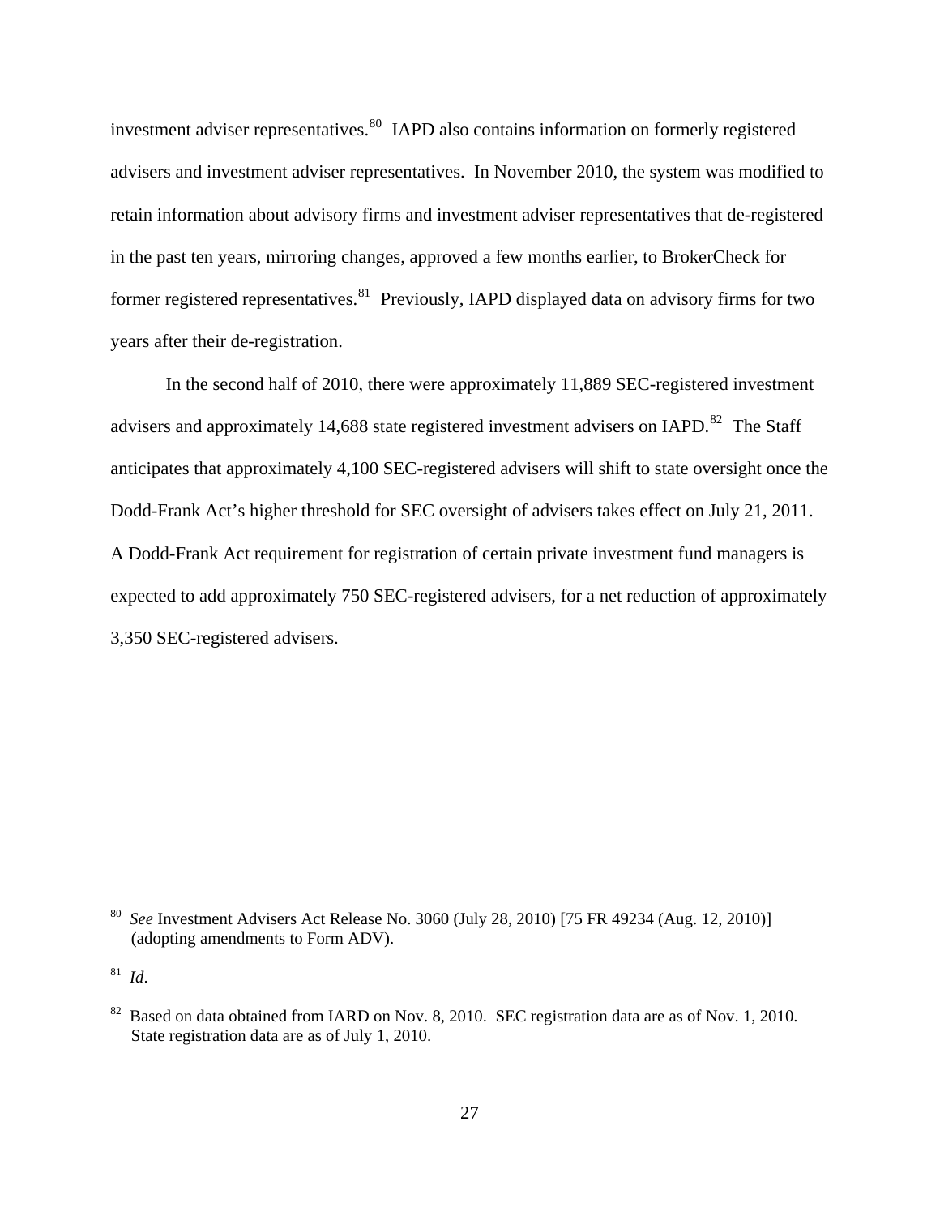investment adviser representatives.[80] IAPD also contains information on formerly registered advisers and investment adviser representatives. In November 2010, the system was modified to retain information about advisory firms and investment adviser representatives that de-registered in the past ten years, mirroring changes, approved a few months earlier, to BrokerCheck for former registered representatives.[81] Previously, IAPD displayed data on advisory firms for two years after their de-registration.

In the second half of 2010, there were approximately 11,889 SEC-registered investment advisers and approximately 14,688 state registered investment advisers on IAPD.[82] The Staff anticipates that approximately 4,100 SEC-registered advisers will shift to state oversight once the Dodd-Frank Act's higher threshold for SEC oversight of advisers takes effect on July 21, 2011. A Dodd-Frank Act requirement for registration of certain private investment fund managers is expected to add approximately 750 SEC-registered advisers, for a net reduction of approximately 3,350 SEC-registered advisers.

---

[80] *See* Investment Advisers Act Release No. 3060 (July 28, 2010) [75 FR 49234 (Aug. 12, 2010)] (adopting amendments to Form ADV).

[81] *Id*.

[82] Based on data obtained from IARD on Nov. 8, 2010. SEC registration data are as of Nov. 1, 2010. State registration data are as of July 1, 2010.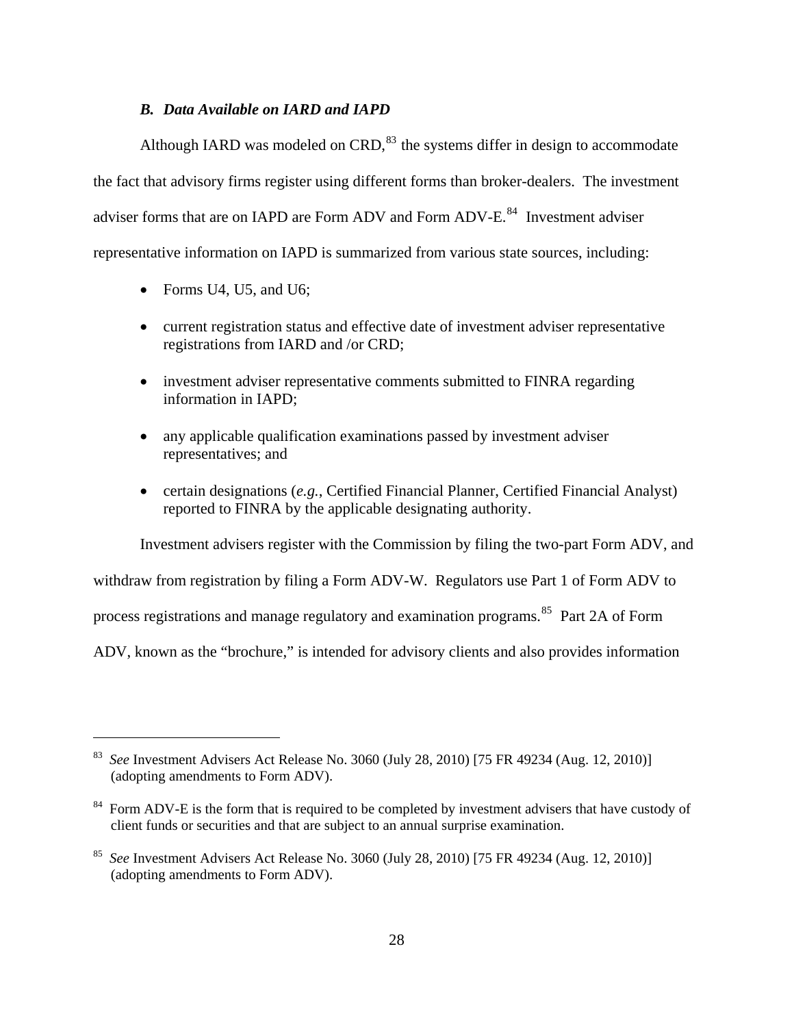### *B. Data Available on IARD and IAPD*

Although IARD was modeled on CRD,[83] the systems differ in design to accommodate the fact that advisory firms register using different forms than broker-dealers. The investment adviser forms that are on IAPD are Form ADV and Form ADV-E.[84] Investment adviser representative information on IAPD is summarized from various state sources, including:

- Forms U4, U5, and U6;
- current registration status and effective date of investment adviser representative registrations from IARD and /or CRD;
- investment adviser representative comments submitted to FINRA regarding information in IAPD;
- any applicable qualification examinations passed by investment adviser representatives; and
- certain designations (*e.g.*, Certified Financial Planner, Certified Financial Analyst) reported to FINRA by the applicable designating authority.

Investment advisers register with the Commission by filing the two-part Form ADV, and withdraw from registration by filing a Form ADV-W. Regulators use Part 1 of Form ADV to process registrations and manage regulatory and examination programs.[85] Part 2A of Form ADV, known as the "brochure," is intended for advisory clients and also provides information

---

[83] *See* Investment Advisers Act Release No. 3060 (July 28, 2010) [75 FR 49234 (Aug. 12, 2010)] (adopting amendments to Form ADV).

[84] Form ADV-E is the form that is required to be completed by investment advisers that have custody of client funds or securities and that are subject to an annual surprise examination.

[85] *See* Investment Advisers Act Release No. 3060 (July 28, 2010) [75 FR 49234 (Aug. 12, 2010)] (adopting amendments to Form ADV).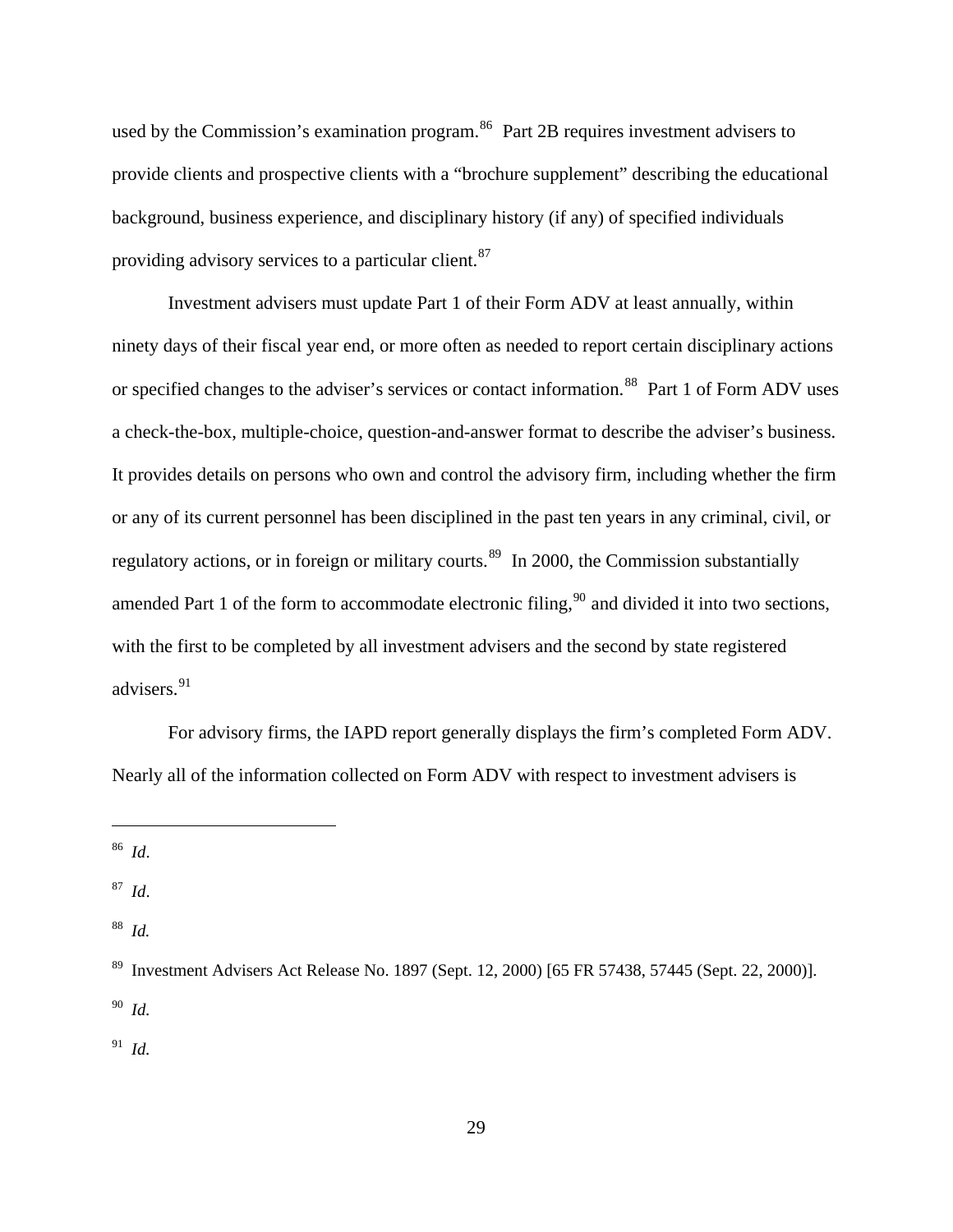used by the Commission's examination program.[86] Part 2B requires investment advisers to provide clients and prospective clients with a "brochure supplement" describing the educational background, business experience, and disciplinary history (if any) of specified individuals providing advisory services to a particular client.[87]

Investment advisers must update Part 1 of their Form ADV at least annually, within ninety days of their fiscal year end, or more often as needed to report certain disciplinary actions or specified changes to the adviser's services or contact information.[88] Part 1 of Form ADV uses a check-the-box, multiple-choice, question-and-answer format to describe the adviser's business. It provides details on persons who own and control the advisory firm, including whether the firm or any of its current personnel has been disciplined in the past ten years in any criminal, civil, or regulatory actions, or in foreign or military courts.[89] In 2000, the Commission substantially amended Part 1 of the form to accommodate electronic filing,[90] and divided it into two sections, with the first to be completed by all investment advisers and the second by state registered advisers.[91]

For advisory firms, the IAPD report generally displays the firm's completed Form ADV. Nearly all of the information collected on Form ADV with respect to investment advisers is

---

[86] *Id*.

[87] *Id*.

[88] *Id.*

[89] Investment Advisers Act Release No. 1897 (Sept. 12, 2000) [65 FR 57438, 57445 (Sept. 22, 2000)].

[90] *Id.*

[91] *Id.*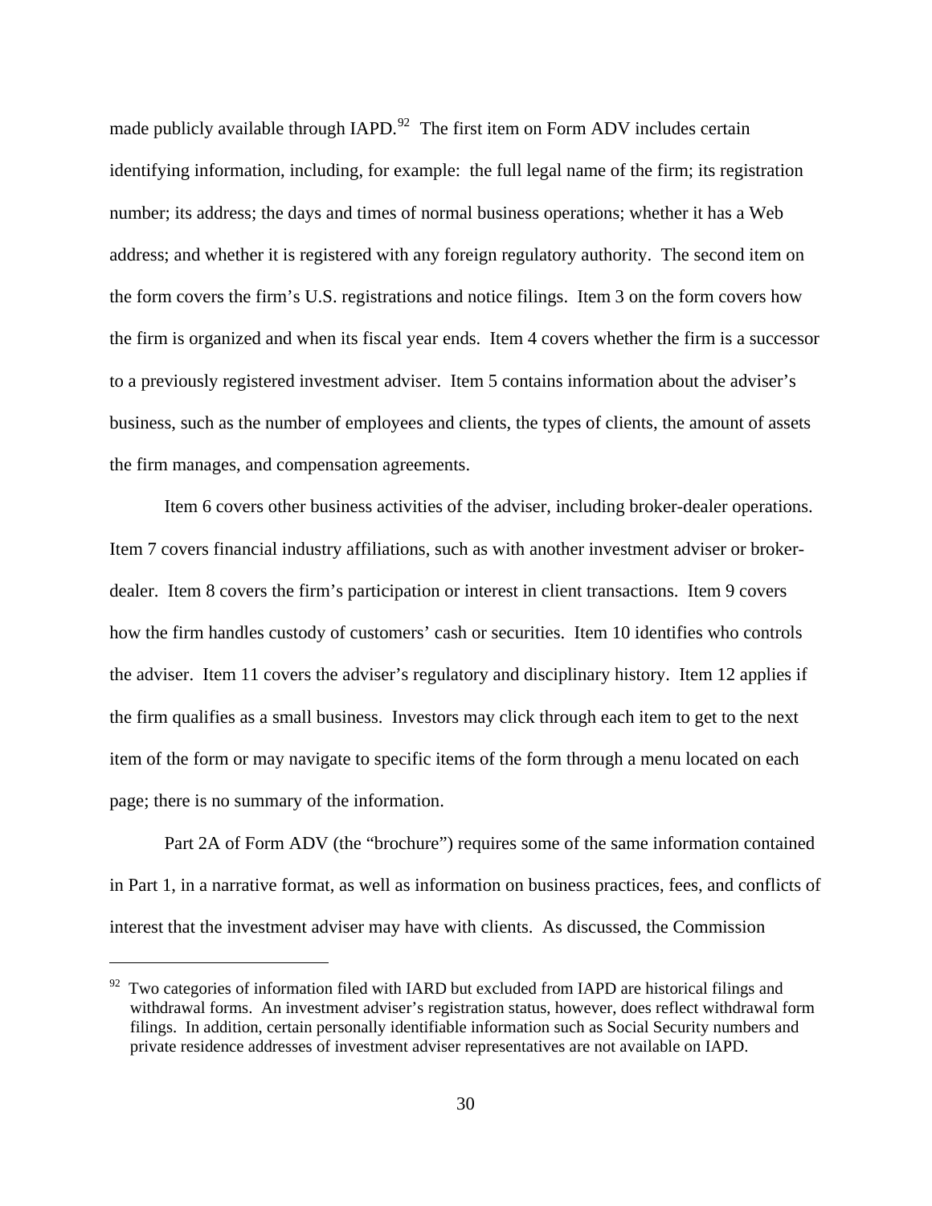made publicly available through IAPD.[92] The first item on Form ADV includes certain identifying information, including, for example: the full legal name of the firm; its registration number; its address; the days and times of normal business operations; whether it has a Web address; and whether it is registered with any foreign regulatory authority. The second item on the form covers the firm's U.S. registrations and notice filings. Item 3 on the form covers how the firm is organized and when its fiscal year ends. Item 4 covers whether the firm is a successor to a previously registered investment adviser. Item 5 contains information about the adviser's business, such as the number of employees and clients, the types of clients, the amount of assets the firm manages, and compensation agreements.

Item 6 covers other business activities of the adviser, including broker-dealer operations. Item 7 covers financial industry affiliations, such as with another investment adviser or broker-dealer. Item 8 covers the firm's participation or interest in client transactions. Item 9 covers how the firm handles custody of customers' cash or securities. Item 10 identifies who controls the adviser. Item 11 covers the adviser's regulatory and disciplinary history. Item 12 applies if the firm qualifies as a small business. Investors may click through each item to get to the next item of the form or may navigate to specific items of the form through a menu located on each page; there is no summary of the information.

Part 2A of Form ADV (the "brochure") requires some of the same information contained in Part 1, in a narrative format, as well as information on business practices, fees, and conflicts of interest that the investment adviser may have with clients. As discussed, the Commission

---

[92] Two categories of information filed with IARD but excluded from IAPD are historical filings and withdrawal forms. An investment adviser's registration status, however, does reflect withdrawal form filings. In addition, certain personally identifiable information such as Social Security numbers and private residence addresses of investment adviser representatives are not available on IAPD.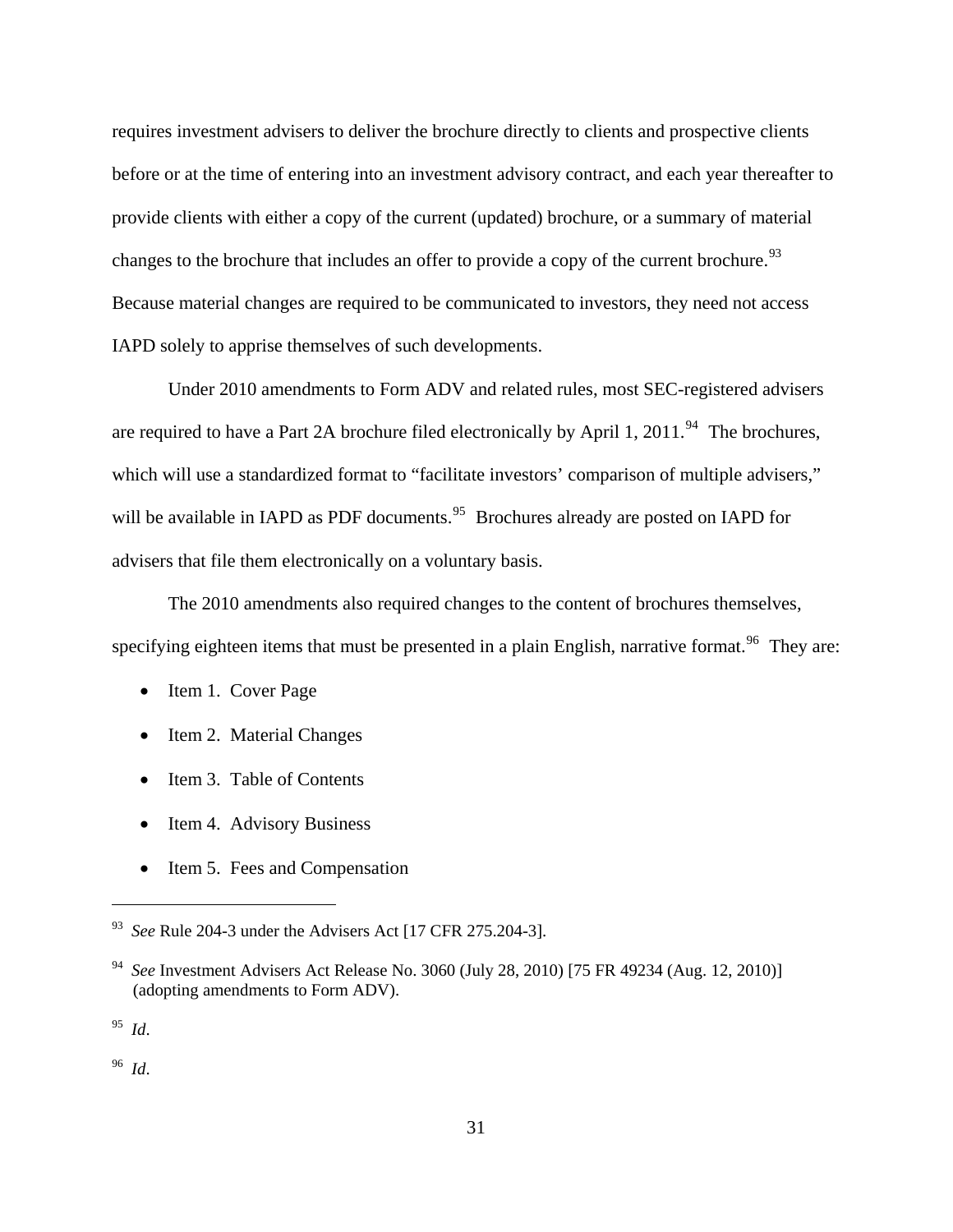requires investment advisers to deliver the brochure directly to clients and prospective clients before or at the time of entering into an investment advisory contract, and each year thereafter to provide clients with either a copy of the current (updated) brochure, or a summary of material changes to the brochure that includes an offer to provide a copy of the current brochure.[93] Because material changes are required to be communicated to investors, they need not access IAPD solely to apprise themselves of such developments.

Under 2010 amendments to Form ADV and related rules, most SEC-registered advisers are required to have a Part 2A brochure filed electronically by April 1, 2011.[94] The brochures, which will use a standardized format to "facilitate investors' comparison of multiple advisers," will be available in IAPD as PDF documents.[95] Brochures already are posted on IAPD for advisers that file them electronically on a voluntary basis.

The 2010 amendments also required changes to the content of brochures themselves, specifying eighteen items that must be presented in a plain English, narrative format.[96] They are:

- Item 1. Cover Page
- Item 2. Material Changes
- Item 3. Table of Contents
- Item 4. Advisory Business
- Item 5. Fees and Compensation

---

[93] *See* Rule 204-3 under the Advisers Act [17 CFR 275.204-3].

[94] *See* Investment Advisers Act Release No. 3060 (July 28, 2010) [75 FR 49234 (Aug. 12, 2010)] (adopting amendments to Form ADV).

[95] *Id*.

[96] *Id*.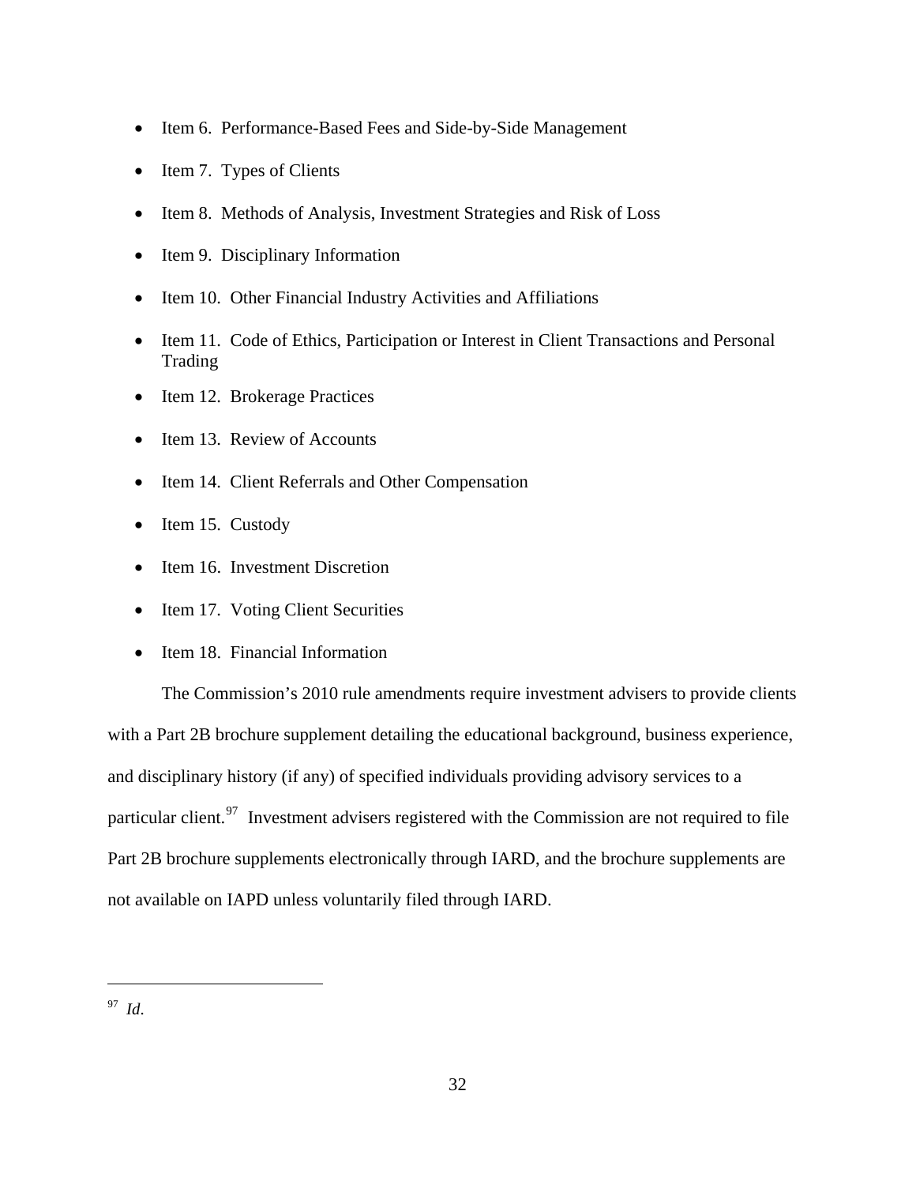- Item 6. Performance-Based Fees and Side-by-Side Management
- Item 7. Types of Clients
- Item 8. Methods of Analysis, Investment Strategies and Risk of Loss
- Item 9. Disciplinary Information
- Item 10. Other Financial Industry Activities and Affiliations
- Item 11. Code of Ethics, Participation or Interest in Client Transactions and Personal Trading
- Item 12. Brokerage Practices
- Item 13. Review of Accounts
- Item 14. Client Referrals and Other Compensation
- Item 15. Custody
- Item 16. Investment Discretion
- Item 17. Voting Client Securities
- Item 18. Financial Information

The Commission's 2010 rule amendments require investment advisers to provide clients with a Part 2B brochure supplement detailing the educational background, business experience, and disciplinary history (if any) of specified individuals providing advisory services to a particular client.[97] Investment advisers registered with the Commission are not required to file Part 2B brochure supplements electronically through IARD, and the brochure supplements are not available on IAPD unless voluntarily filed through IARD.

---

[97] *Id*.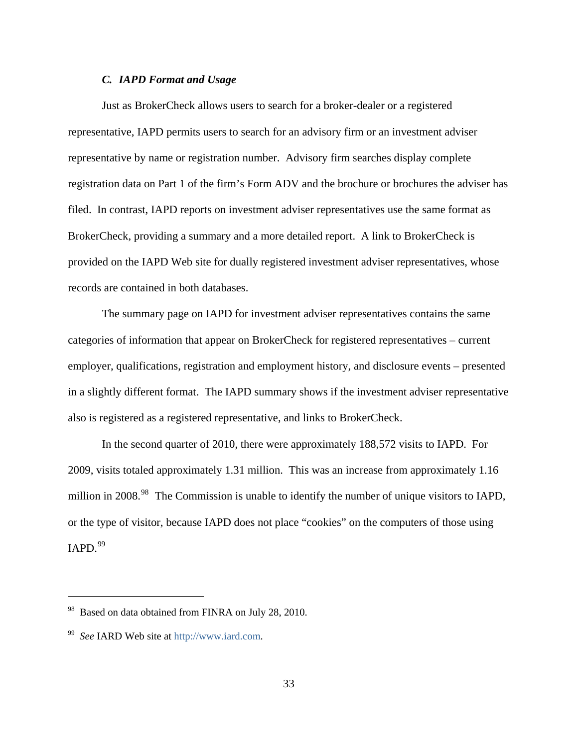### *C. IAPD Format and Usage*

Just as BrokerCheck allows users to search for a broker-dealer or a registered representative, IAPD permits users to search for an advisory firm or an investment adviser representative by name or registration number. Advisory firm searches display complete registration data on Part 1 of the firm's Form ADV and the brochure or brochures the adviser has filed. In contrast, IAPD reports on investment adviser representatives use the same format as BrokerCheck, providing a summary and a more detailed report. A link to BrokerCheck is provided on the IAPD Web site for dually registered investment adviser representatives, whose records are contained in both databases.

The summary page on IAPD for investment adviser representatives contains the same categories of information that appear on BrokerCheck for registered representatives – current employer, qualifications, registration and employment history, and disclosure events – presented in a slightly different format. The IAPD summary shows if the investment adviser representative also is registered as a registered representative, and links to BrokerCheck.

In the second quarter of 2010, there were approximately 188,572 visits to IAPD. For 2009, visits totaled approximately 1.31 million. This was an increase from approximately 1.16 million in 2008.[98] The Commission is unable to identify the number of unique visitors to IAPD, or the type of visitor, because IAPD does not place "cookies" on the computers of those using IAPD.[99]

---

[98] Based on data obtained from FINRA on July 28, 2010.

[99] *See* IARD Web site at http://www.iard.com.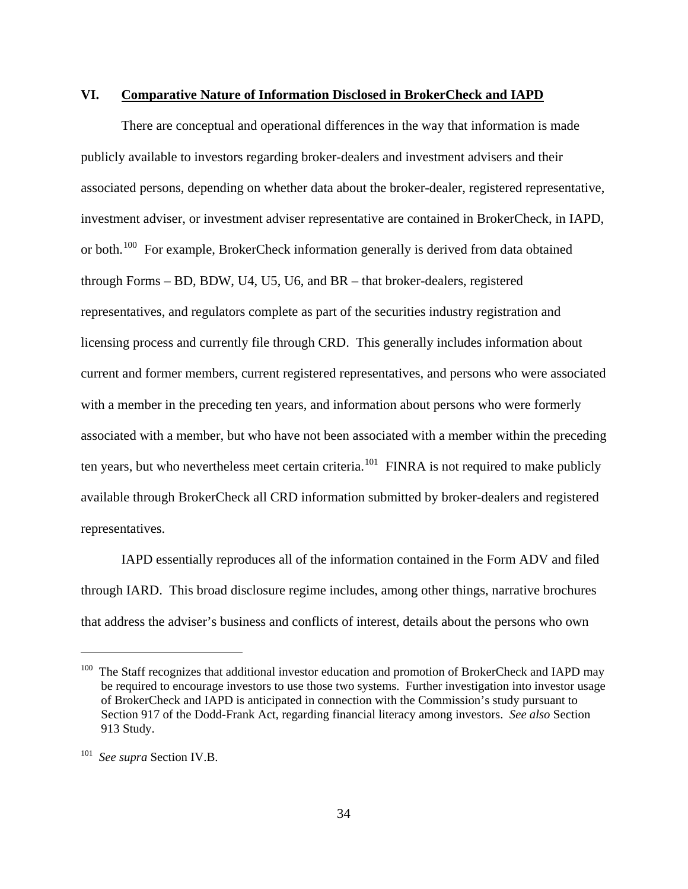## VI. Comparative Nature of Information Disclosed in BrokerCheck and IAPD

There are conceptual and operational differences in the way that information is made publicly available to investors regarding broker-dealers and investment advisers and their associated persons, depending on whether data about the broker-dealer, registered representative, investment adviser, or investment adviser representative are contained in BrokerCheck, in IAPD, or both.[100] For example, BrokerCheck information generally is derived from data obtained through Forms – BD, BDW, U4, U5, U6, and BR – that broker-dealers, registered representatives, and regulators complete as part of the securities industry registration and licensing process and currently file through CRD. This generally includes information about current and former members, current registered representatives, and persons who were associated with a member in the preceding ten years, and information about persons who were formerly associated with a member, but who have not been associated with a member within the preceding ten years, but who nevertheless meet certain criteria.[101] FINRA is not required to make publicly available through BrokerCheck all CRD information submitted by broker-dealers and registered representatives.

IAPD essentially reproduces all of the information contained in the Form ADV and filed through IARD. This broad disclosure regime includes, among other things, narrative brochures that address the adviser's business and conflicts of interest, details about the persons who own

---

[100] The Staff recognizes that additional investor education and promotion of BrokerCheck and IAPD may be required to encourage investors to use those two systems. Further investigation into investor usage of BrokerCheck and IAPD is anticipated in connection with the Commission's study pursuant to Section 917 of the Dodd-Frank Act, regarding financial literacy among investors. *See also* Section 913 Study.

[101] *See supra* Section IV.B.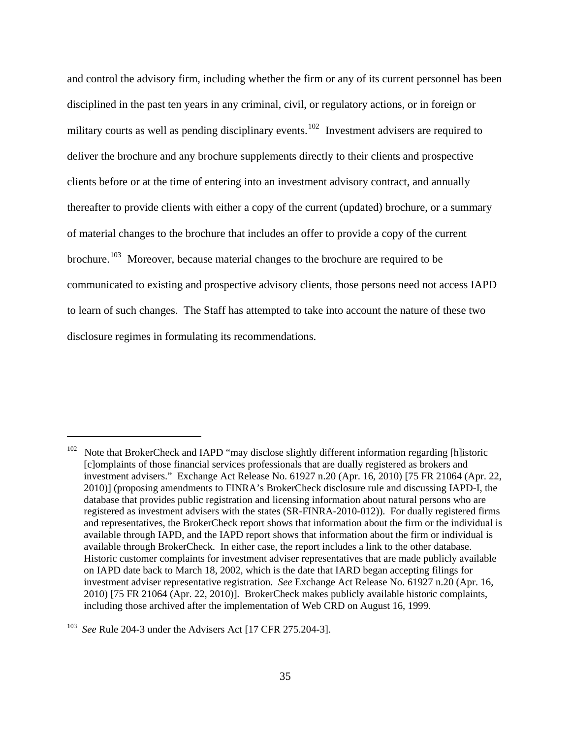and control the advisory firm, including whether the firm or any of its current personnel has been disciplined in the past ten years in any criminal, civil, or regulatory actions, or in foreign or military courts as well as pending disciplinary events.[102] Investment advisers are required to deliver the brochure and any brochure supplements directly to their clients and prospective clients before or at the time of entering into an investment advisory contract, and annually thereafter to provide clients with either a copy of the current (updated) brochure, or a summary of material changes to the brochure that includes an offer to provide a copy of the current brochure.[103] Moreover, because material changes to the brochure are required to be communicated to existing and prospective advisory clients, those persons need not access IAPD to learn of such changes. The Staff has attempted to take into account the nature of these two disclosure regimes in formulating its recommendations.

---

[102] Note that BrokerCheck and IAPD "may disclose slightly different information regarding [h]istoric [c]omplaints of those financial services professionals that are dually registered as brokers and investment advisers." Exchange Act Release No. 61927 n.20 (Apr. 16, 2010) [75 FR 21064 (Apr. 22, 2010)] (proposing amendments to FINRA's BrokerCheck disclosure rule and discussing IAPD-I, the database that provides public registration and licensing information about natural persons who are registered as investment advisers with the states (SR-FINRA-2010-012)). For dually registered firms and representatives, the BrokerCheck report shows that information about the firm or the individual is available through IAPD, and the IAPD report shows that information about the firm or individual is available through BrokerCheck. In either case, the report includes a link to the other database. Historic customer complaints for investment adviser representatives that are made publicly available on IAPD date back to March 18, 2002, which is the date that IARD began accepting filings for investment adviser representative registration. *See* Exchange Act Release No. 61927 n.20 (Apr. 16, 2010) [75 FR 21064 (Apr. 22, 2010)]. BrokerCheck makes publicly available historic complaints, including those archived after the implementation of Web CRD on August 16, 1999.

[103] *See* Rule 204-3 under the Advisers Act [17 CFR 275.204-3].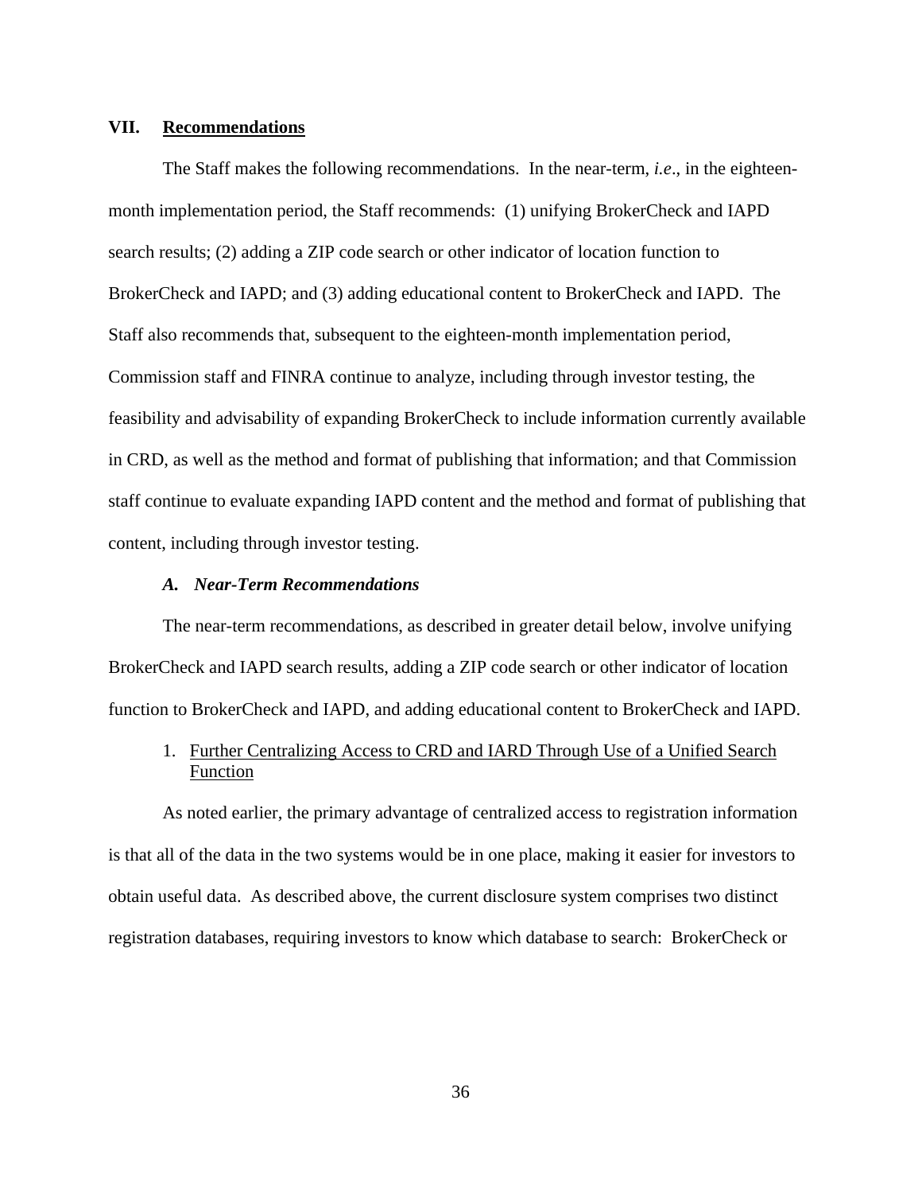## VII. Recommendations

The Staff makes the following recommendations. In the near-term, *i.e*., in the eighteen-month implementation period, the Staff recommends: (1) unifying BrokerCheck and IAPD search results; (2) adding a ZIP code search or other indicator of location function to BrokerCheck and IAPD; and (3) adding educational content to BrokerCheck and IAPD. The Staff also recommends that, subsequent to the eighteen-month implementation period, Commission staff and FINRA continue to analyze, including through investor testing, the feasibility and advisability of expanding BrokerCheck to include information currently available in CRD, as well as the method and format of publishing that information; and that Commission staff continue to evaluate expanding IAPD content and the method and format of publishing that content, including through investor testing.

### *A. Near-Term Recommendations*

The near-term recommendations, as described in greater detail below, involve unifying BrokerCheck and IAPD search results, adding a ZIP code search or other indicator of location function to BrokerCheck and IAPD, and adding educational content to BrokerCheck and IAPD.

#### 1. Further Centralizing Access to CRD and IARD Through Use of a Unified Search Function

As noted earlier, the primary advantage of centralized access to registration information is that all of the data in the two systems would be in one place, making it easier for investors to obtain useful data. As described above, the current disclosure system comprises two distinct registration databases, requiring investors to know which database to search: BrokerCheck or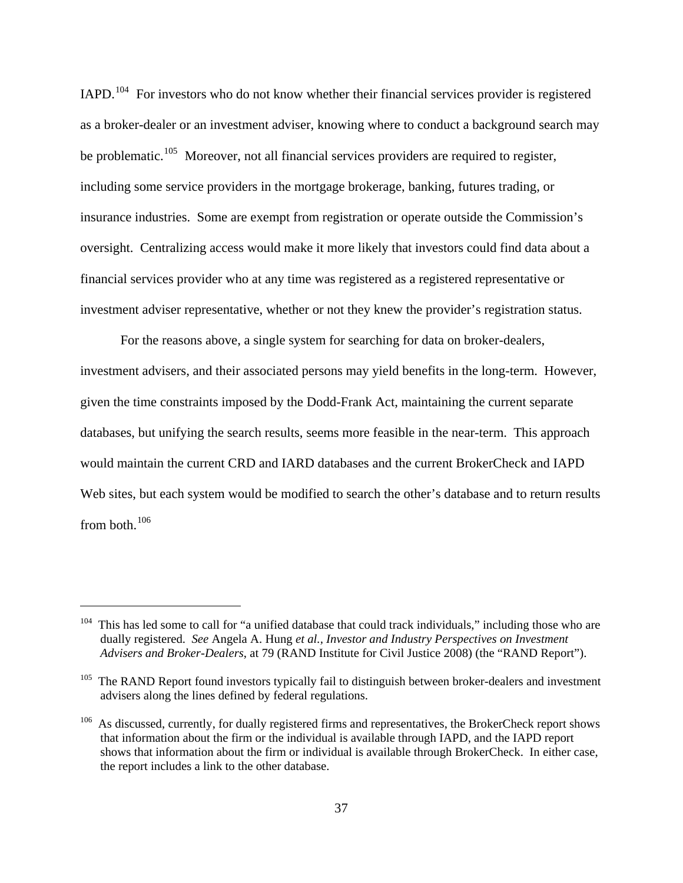IAPD.[104] For investors who do not know whether their financial services provider is registered as a broker-dealer or an investment adviser, knowing where to conduct a background search may be problematic.[105] Moreover, not all financial services providers are required to register, including some service providers in the mortgage brokerage, banking, futures trading, or insurance industries. Some are exempt from registration or operate outside the Commission's oversight. Centralizing access would make it more likely that investors could find data about a financial services provider who at any time was registered as a registered representative or investment adviser representative, whether or not they knew the provider's registration status.

For the reasons above, a single system for searching for data on broker-dealers, investment advisers, and their associated persons may yield benefits in the long-term. However, given the time constraints imposed by the Dodd-Frank Act, maintaining the current separate databases, but unifying the search results, seems more feasible in the near-term. This approach would maintain the current CRD and IARD databases and the current BrokerCheck and IAPD Web sites, but each system would be modified to search the other's database and to return results from both.[106]

---

[104] This has led some to call for "a unified database that could track individuals," including those who are dually registered. *See* Angela A. Hung *et al.*, *Investor and Industry Perspectives on Investment Advisers and Broker-Dealers*, at 79 (RAND Institute for Civil Justice 2008) (the "RAND Report").

[105] The RAND Report found investors typically fail to distinguish between broker-dealers and investment advisers along the lines defined by federal regulations.

[106] As discussed, currently, for dually registered firms and representatives, the BrokerCheck report shows that information about the firm or the individual is available through IAPD, and the IAPD report shows that information about the firm or individual is available through BrokerCheck. In either case, the report includes a link to the other database.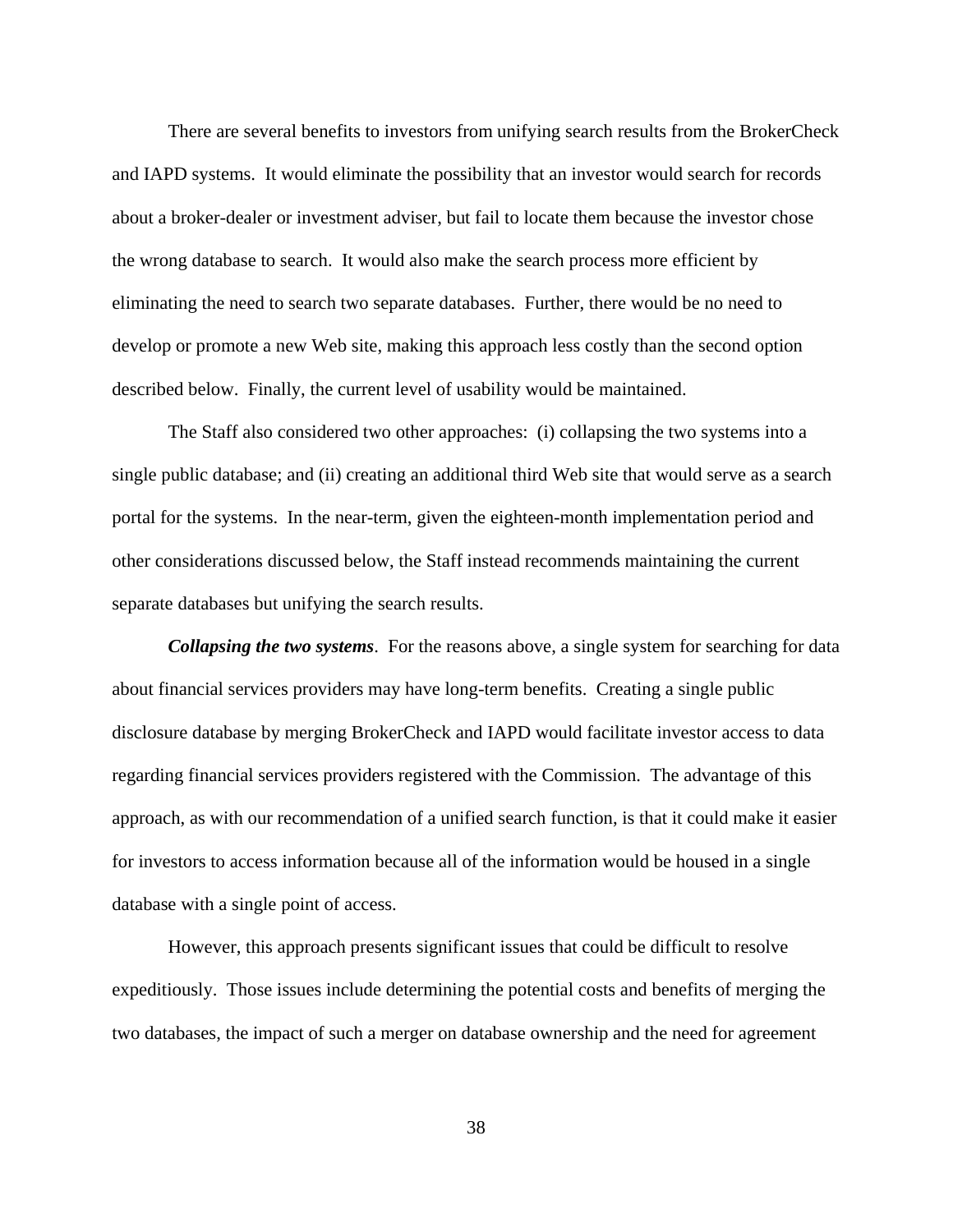There are several benefits to investors from unifying search results from the BrokerCheck and IAPD systems. It would eliminate the possibility that an investor would search for records about a broker-dealer or investment adviser, but fail to locate them because the investor chose the wrong database to search. It would also make the search process more efficient by eliminating the need to search two separate databases. Further, there would be no need to develop or promote a new Web site, making this approach less costly than the second option described below. Finally, the current level of usability would be maintained.

The Staff also considered two other approaches: (i) collapsing the two systems into a single public database; and (ii) creating an additional third Web site that would serve as a search portal for the systems. In the near-term, given the eighteen-month implementation period and other considerations discussed below, the Staff instead recommends maintaining the current separate databases but unifying the search results.

***Collapsing the two systems***. For the reasons above, a single system for searching for data about financial services providers may have long-term benefits. Creating a single public disclosure database by merging BrokerCheck and IAPD would facilitate investor access to data regarding financial services providers registered with the Commission. The advantage of this approach, as with our recommendation of a unified search function, is that it could make it easier for investors to access information because all of the information would be housed in a single database with a single point of access.

However, this approach presents significant issues that could be difficult to resolve expeditiously. Those issues include determining the potential costs and benefits of merging the two databases, the impact of such a merger on database ownership and the need for agreement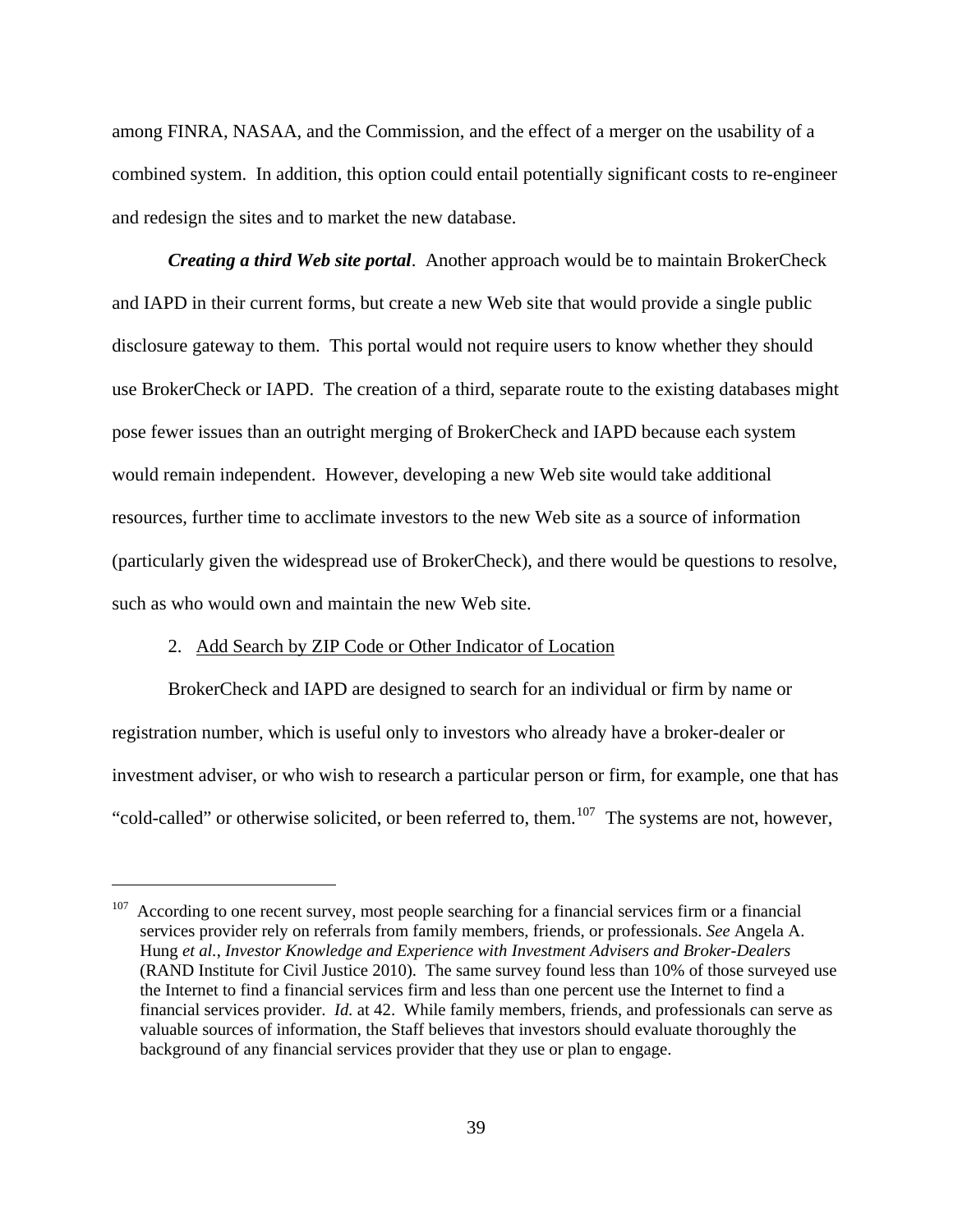among FINRA, NASAA, and the Commission, and the effect of a merger on the usability of a combined system. In addition, this option could entail potentially significant costs to re-engineer and redesign the sites and to market the new database.

***Creating a third Web site portal***. Another approach would be to maintain BrokerCheck and IAPD in their current forms, but create a new Web site that would provide a single public disclosure gateway to them. This portal would not require users to know whether they should use BrokerCheck or IAPD. The creation of a third, separate route to the existing databases might pose fewer issues than an outright merging of BrokerCheck and IAPD because each system would remain independent. However, developing a new Web site would take additional resources, further time to acclimate investors to the new Web site as a source of information (particularly given the widespread use of BrokerCheck), and there would be questions to resolve, such as who would own and maintain the new Web site.

2. <u>Add Search by ZIP Code or Other Indicator of Location</u>

BrokerCheck and IAPD are designed to search for an individual or firm by name or registration number, which is useful only to investors who already have a broker-dealer or investment adviser, or who wish to research a particular person or firm, for example, one that has "cold-called" or otherwise solicited, or been referred to, them.[107] The systems are not, however,

---

[107] According to one recent survey, most people searching for a financial services firm or a financial services provider rely on referrals from family members, friends, or professionals. *See* Angela A. Hung *et al.*, *Investor Knowledge and Experience with Investment Advisers and Broker-Dealers* (RAND Institute for Civil Justice 2010). The same survey found less than 10% of those surveyed use the Internet to find a financial services firm and less than one percent use the Internet to find a financial services provider. *Id.* at 42. While family members, friends, and professionals can serve as valuable sources of information, the Staff believes that investors should evaluate thoroughly the background of any financial services provider that they use or plan to engage.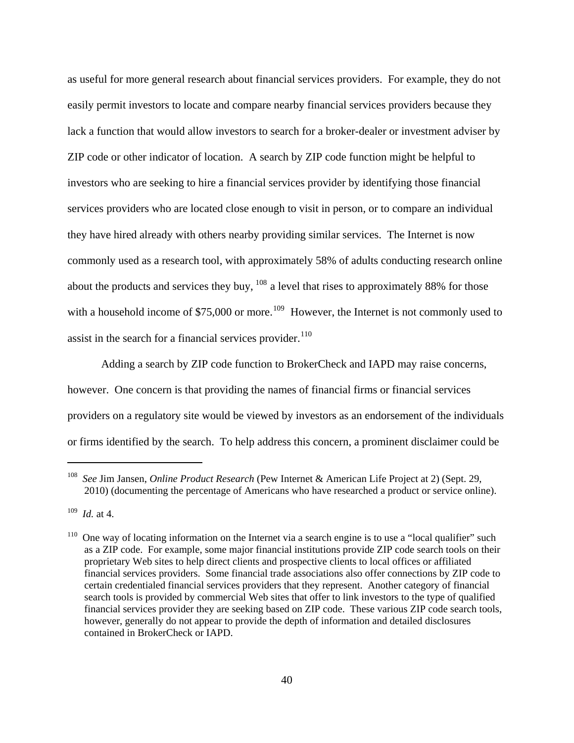as useful for more general research about financial services providers. For example, they do not easily permit investors to locate and compare nearby financial services providers because they lack a function that would allow investors to search for a broker-dealer or investment adviser by ZIP code or other indicator of location. A search by ZIP code function might be helpful to investors who are seeking to hire a financial services provider by identifying those financial services providers who are located close enough to visit in person, or to compare an individual they have hired already with others nearby providing similar services. The Internet is now commonly used as a research tool, with approximately 58% of adults conducting research online about the products and services they buy, [108] a level that rises to approximately 88% for those with a household income of $75,000 or more.[109] However, the Internet is not commonly used to assist in the search for a financial services provider.[110]

Adding a search by ZIP code function to BrokerCheck and IAPD may raise concerns, however. One concern is that providing the names of financial firms or financial services providers on a regulatory site would be viewed by investors as an endorsement of the individuals or firms identified by the search. To help address this concern, a prominent disclaimer could be

---

[108] *See* Jim Jansen, *Online Product Research* (Pew Internet & American Life Project at 2) (Sept. 29, 2010) (documenting the percentage of Americans who have researched a product or service online).

[109] *Id.* at 4.

[110] One way of locating information on the Internet via a search engine is to use a "local qualifier" such as a ZIP code. For example, some major financial institutions provide ZIP code search tools on their proprietary Web sites to help direct clients and prospective clients to local offices or affiliated financial services providers. Some financial trade associations also offer connections by ZIP code to certain credentialed financial services providers that they represent. Another category of financial search tools is provided by commercial Web sites that offer to link investors to the type of qualified financial services provider they are seeking based on ZIP code. These various ZIP code search tools, however, generally do not appear to provide the depth of information and detailed disclosures contained in BrokerCheck or IAPD.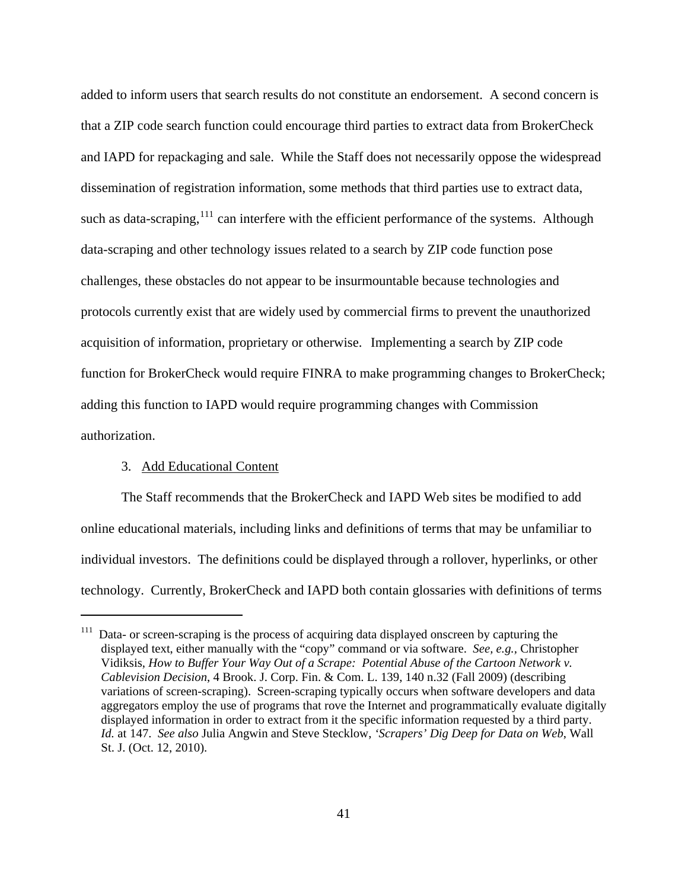added to inform users that search results do not constitute an endorsement. A second concern is that a ZIP code search function could encourage third parties to extract data from BrokerCheck and IAPD for repackaging and sale. While the Staff does not necessarily oppose the widespread dissemination of registration information, some methods that third parties use to extract data, such as data-scraping,[111] can interfere with the efficient performance of the systems. Although data-scraping and other technology issues related to a search by ZIP code function pose challenges, these obstacles do not appear to be insurmountable because technologies and protocols currently exist that are widely used by commercial firms to prevent the unauthorized acquisition of information, proprietary or otherwise. Implementing a search by ZIP code function for BrokerCheck would require FINRA to make programming changes to BrokerCheck; adding this function to IAPD would require programming changes with Commission authorization.

3. Add Educational Content

The Staff recommends that the BrokerCheck and IAPD Web sites be modified to add online educational materials, including links and definitions of terms that may be unfamiliar to individual investors. The definitions could be displayed through a rollover, hyperlinks, or other technology. Currently, BrokerCheck and IAPD both contain glossaries with definitions of terms

---

[111] Data- or screen-scraping is the process of acquiring data displayed onscreen by capturing the displayed text, either manually with the "copy" command or via software. *See, e.g.*, Christopher Vidiksis, *How to Buffer Your Way Out of a Scrape: Potential Abuse of the Cartoon Network v. Cablevision Decision*, 4 Brook. J. Corp. Fin. & Com. L. 139, 140 n.32 (Fall 2009) (describing variations of screen-scraping). Screen-scraping typically occurs when software developers and data aggregators employ the use of programs that rove the Internet and programmatically evaluate digitally displayed information in order to extract from it the specific information requested by a third party. *Id.* at 147. *See also* Julia Angwin and Steve Stecklow, *'Scrapers' Dig Deep for Data on Web*, Wall St. J. (Oct. 12, 2010).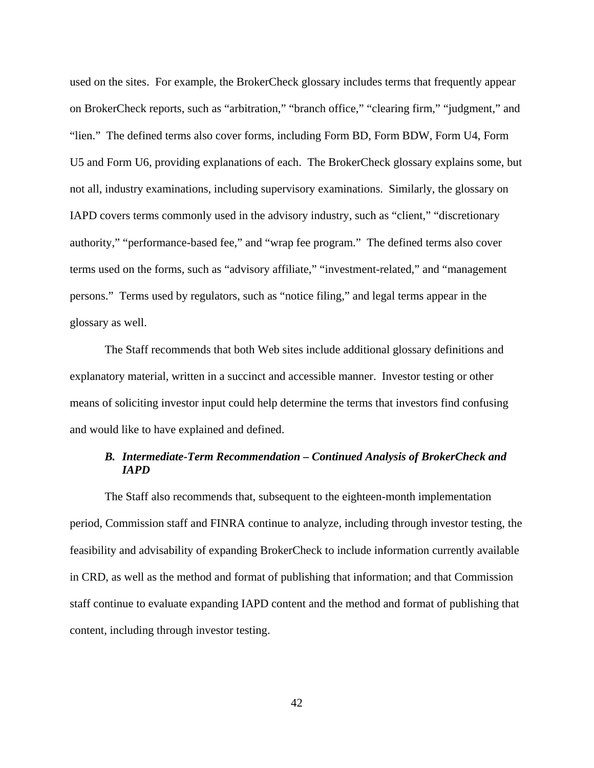used on the sites. For example, the BrokerCheck glossary includes terms that frequently appear on BrokerCheck reports, such as "arbitration," "branch office," "clearing firm," "judgment," and "lien." The defined terms also cover forms, including Form BD, Form BDW, Form U4, Form U5 and Form U6, providing explanations of each. The BrokerCheck glossary explains some, but not all, industry examinations, including supervisory examinations. Similarly, the glossary on IAPD covers terms commonly used in the advisory industry, such as "client," "discretionary authority," "performance-based fee," and "wrap fee program." The defined terms also cover terms used on the forms, such as "advisory affiliate," "investment-related," and "management persons." Terms used by regulators, such as "notice filing," and legal terms appear in the glossary as well.

The Staff recommends that both Web sites include additional glossary definitions and explanatory material, written in a succinct and accessible manner. Investor testing or other means of soliciting investor input could help determine the terms that investors find confusing and would like to have explained and defined.

### *B. Intermediate-Term Recommendation – Continued Analysis of BrokerCheck and IAPD*

The Staff also recommends that, subsequent to the eighteen-month implementation period, Commission staff and FINRA continue to analyze, including through investor testing, the feasibility and advisability of expanding BrokerCheck to include information currently available in CRD, as well as the method and format of publishing that information; and that Commission staff continue to evaluate expanding IAPD content and the method and format of publishing that content, including through investor testing.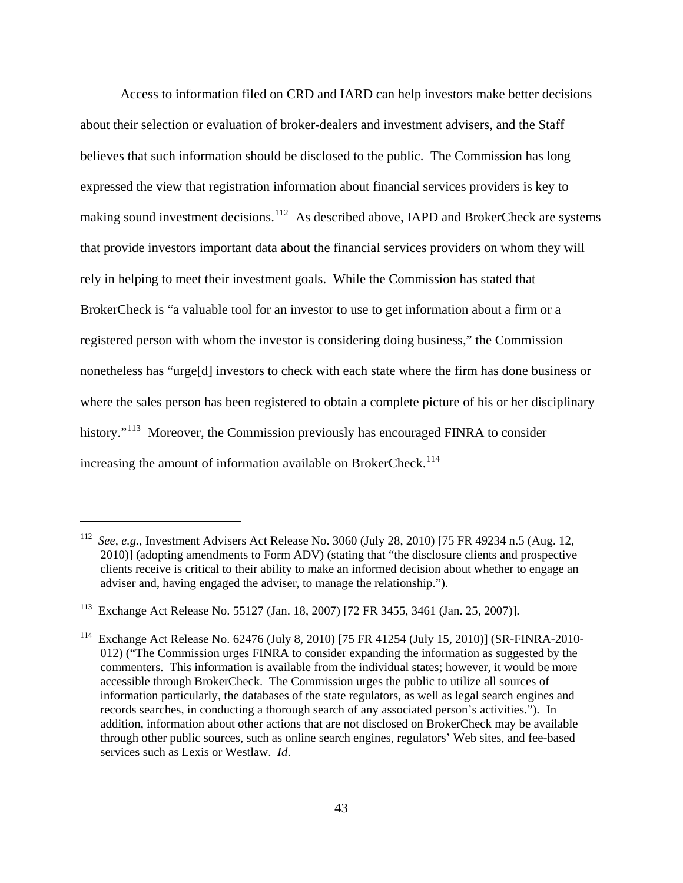Access to information filed on CRD and IARD can help investors make better decisions about their selection or evaluation of broker-dealers and investment advisers, and the Staff believes that such information should be disclosed to the public. The Commission has long expressed the view that registration information about financial services providers is key to making sound investment decisions.[112] As described above, IAPD and BrokerCheck are systems that provide investors important data about the financial services providers on whom they will rely in helping to meet their investment goals. While the Commission has stated that BrokerCheck is "a valuable tool for an investor to use to get information about a firm or a registered person with whom the investor is considering doing business," the Commission nonetheless has "urge[d] investors to check with each state where the firm has done business or where the sales person has been registered to obtain a complete picture of his or her disciplinary history."[113] Moreover, the Commission previously has encouraged FINRA to consider increasing the amount of information available on BrokerCheck.[114]

---

[112] *See, e.g.*, Investment Advisers Act Release No. 3060 (July 28, 2010) [75 FR 49234 n.5 (Aug. 12, 2010)] (adopting amendments to Form ADV) (stating that "the disclosure clients and prospective clients receive is critical to their ability to make an informed decision about whether to engage an adviser and, having engaged the adviser, to manage the relationship.").

[113] Exchange Act Release No. 55127 (Jan. 18, 2007) [72 FR 3455, 3461 (Jan. 25, 2007)].

[114] Exchange Act Release No. 62476 (July 8, 2010) [75 FR 41254 (July 15, 2010)] (SR-FINRA-2010-012) ("The Commission urges FINRA to consider expanding the information as suggested by the commenters. This information is available from the individual states; however, it would be more accessible through BrokerCheck. The Commission urges the public to utilize all sources of information particularly, the databases of the state regulators, as well as legal search engines and records searches, in conducting a thorough search of any associated person's activities."). In addition, information about other actions that are not disclosed on BrokerCheck may be available through other public sources, such as online search engines, regulators' Web sites, and fee-based services such as Lexis or Westlaw. *Id*.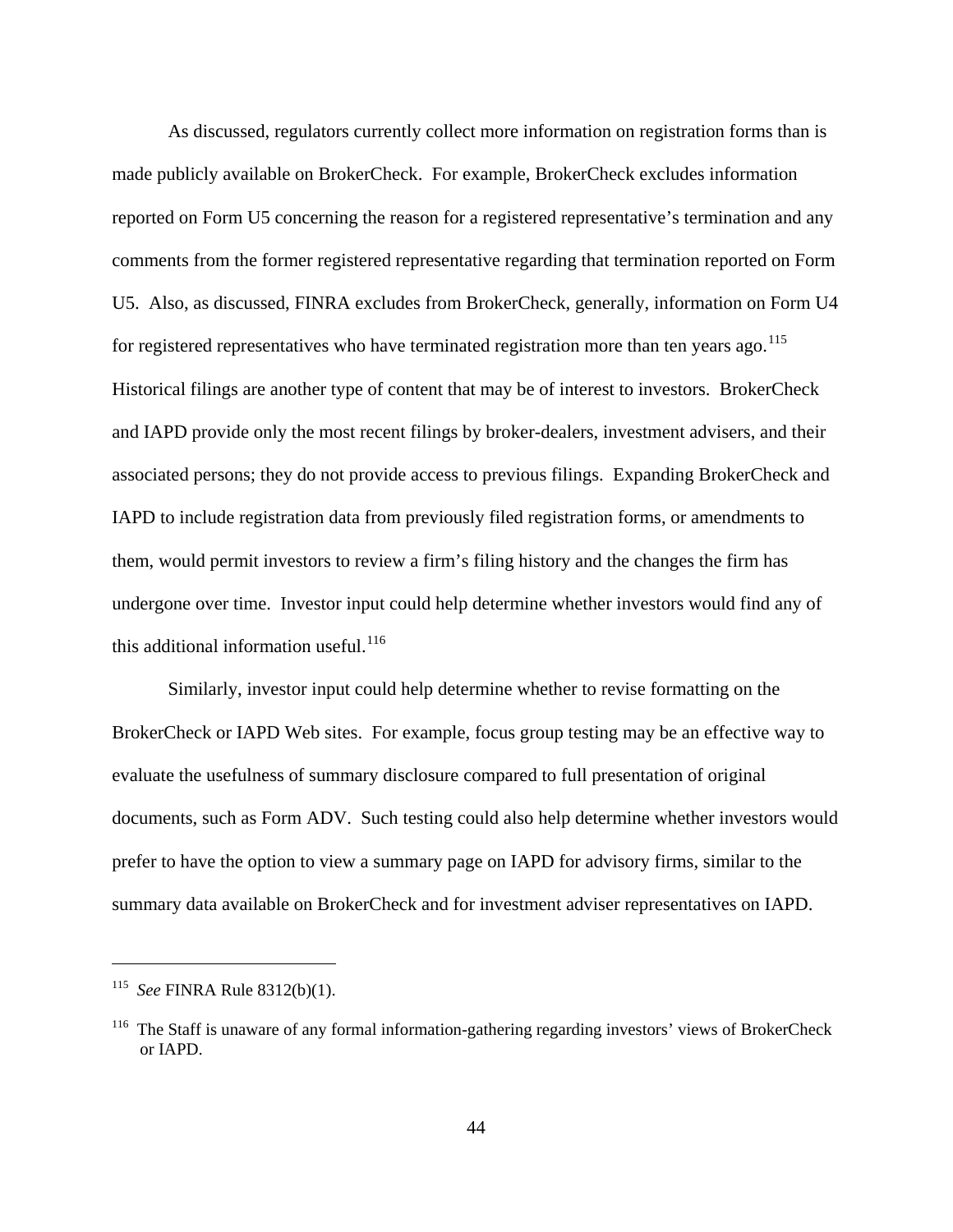As discussed, regulators currently collect more information on registration forms than is made publicly available on BrokerCheck. For example, BrokerCheck excludes information reported on Form U5 concerning the reason for a registered representative's termination and any comments from the former registered representative regarding that termination reported on Form U5. Also, as discussed, FINRA excludes from BrokerCheck, generally, information on Form U4 for registered representatives who have terminated registration more than ten years ago.[115] Historical filings are another type of content that may be of interest to investors. BrokerCheck and IAPD provide only the most recent filings by broker-dealers, investment advisers, and their associated persons; they do not provide access to previous filings. Expanding BrokerCheck and IAPD to include registration data from previously filed registration forms, or amendments to them, would permit investors to review a firm's filing history and the changes the firm has undergone over time. Investor input could help determine whether investors would find any of this additional information useful.[116]

Similarly, investor input could help determine whether to revise formatting on the BrokerCheck or IAPD Web sites. For example, focus group testing may be an effective way to evaluate the usefulness of summary disclosure compared to full presentation of original documents, such as Form ADV. Such testing could also help determine whether investors would prefer to have the option to view a summary page on IAPD for advisory firms, similar to the summary data available on BrokerCheck and for investment adviser representatives on IAPD.

---

[115] *See* FINRA Rule 8312(b)(1).

[116] The Staff is unaware of any formal information-gathering regarding investors' views of BrokerCheck or IAPD.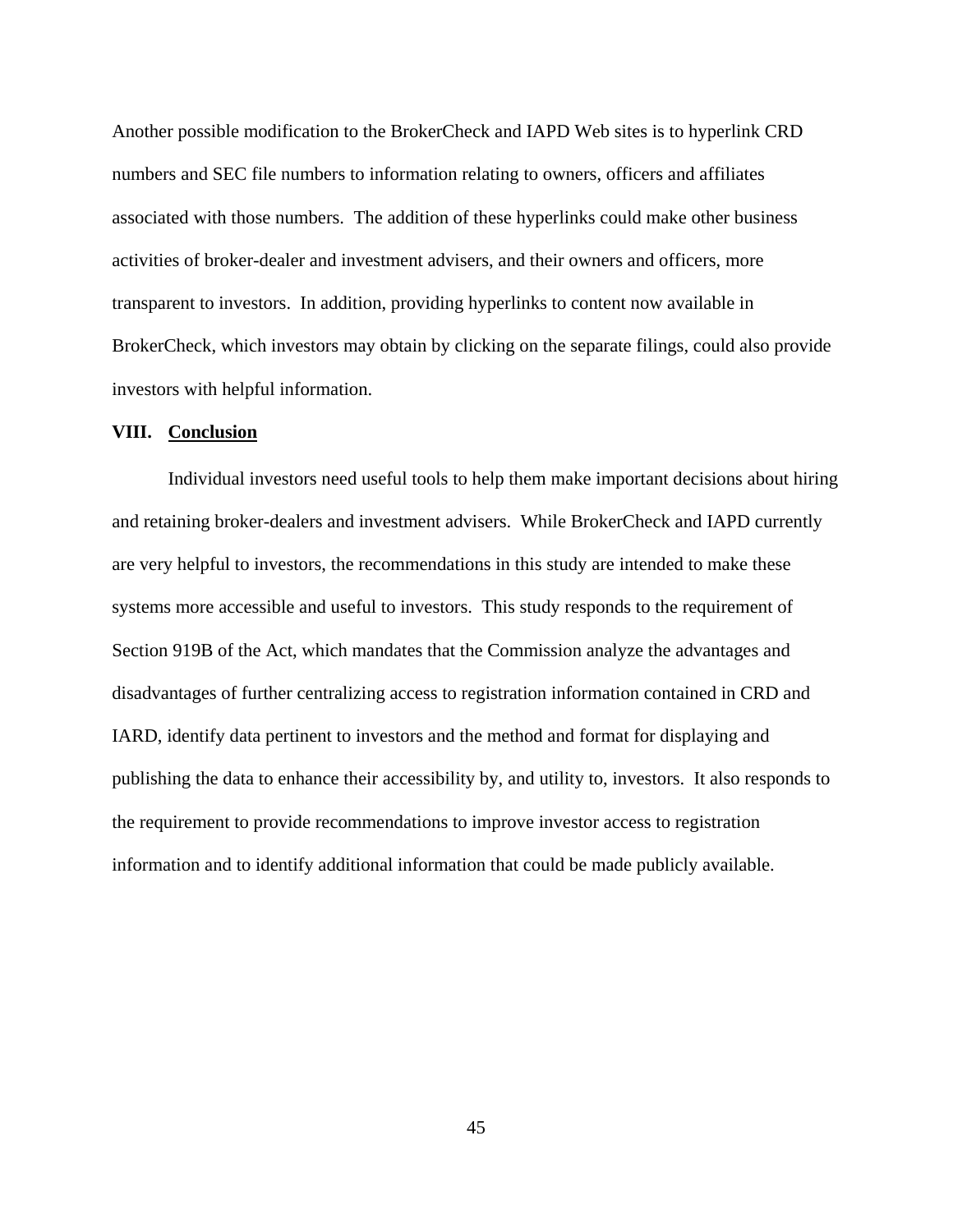Another possible modification to the BrokerCheck and IAPD Web sites is to hyperlink CRD numbers and SEC file numbers to information relating to owners, officers and affiliates associated with those numbers. The addition of these hyperlinks could make other business activities of broker-dealer and investment advisers, and their owners and officers, more transparent to investors. In addition, providing hyperlinks to content now available in BrokerCheck, which investors may obtain by clicking on the separate filings, could also provide investors with helpful information.

## VIII. Conclusion

Individual investors need useful tools to help them make important decisions about hiring and retaining broker-dealers and investment advisers. While BrokerCheck and IAPD currently are very helpful to investors, the recommendations in this study are intended to make these systems more accessible and useful to investors. This study responds to the requirement of Section 919B of the Act, which mandates that the Commission analyze the advantages and disadvantages of further centralizing access to registration information contained in CRD and IARD, identify data pertinent to investors and the method and format for displaying and publishing the data to enhance their accessibility by, and utility to, investors. It also responds to the requirement to provide recommendations to improve investor access to registration information and to identify additional information that could be made publicly available.